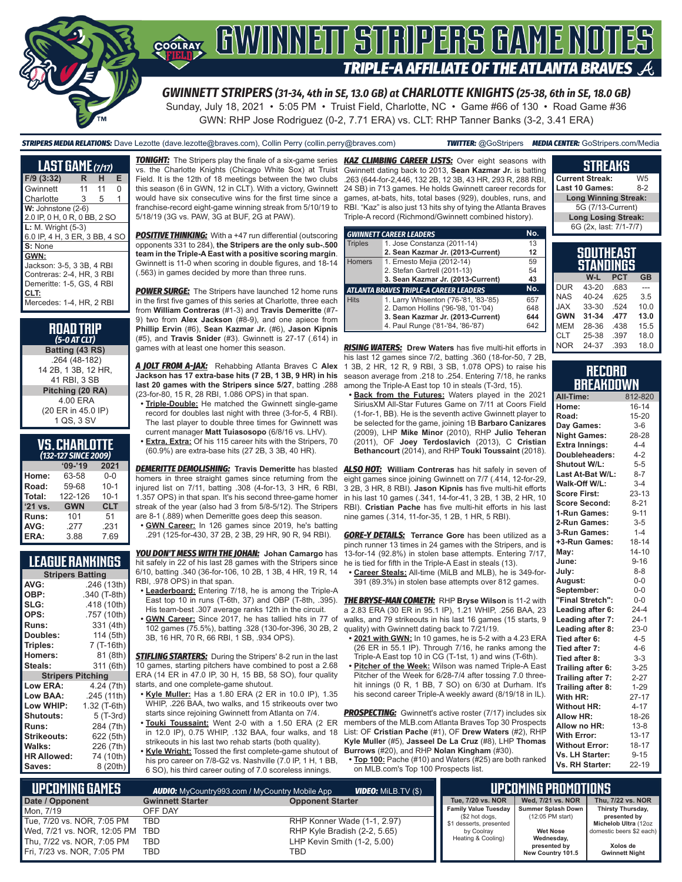# GWINNETT STRIPERS GAME NOTES

## TRIPLE-A AFFILIATE OF THE ATLANTA BRAVES

### GWINNETT STRIPERS (31-34, 4th in SE, 13.0 GB) at CHARLOTTE KNIGHTS (25-38, 6th in SE, 18.0 GB)

Sunday, July 18, 2021 • 5:05 PM • Truist Field, Charlotte, NC • Game #66 of 130 • Road Game #36

GWN: RHP Jose Rodriguez (0-2, 7.71 ERA) vs. CLT: RHP Tanner Banks (3-2, 3.41 ERA)

**STRIPERS MEDIA RELATIONS:** Dave Lezotte (dave.lezotte@braves.com), Collin Perry (collin.perry@braves.com) **TWITTER:** @GoStripers **MEDIA CENTER:** GoStripers.com/Media

## LAST GAME (7/17)

| F/9 (3:32) | R | H | E |
|---|---|---|---|
| Gwinnett | 11 | 11 | 0 |
| Charlotte | 3 | 5 | 1 |

**W:** Johnstone (2-6)
2.0 IP, 0 H, 0 R, 0 BB, 2 SO

**L:** M. Wright (5-3)
6.0 IP, 4 H, 3 ER, 3 BB, 4 SO

**S:** None

**GWN:**
Jackson: 3-5, 3 3B, 4 RBI
Contreras: 2-4, HR, 3 RBI
Demeritte: 1-5, GS, 4 RBI

**CLT:**
Mercedes: 1-4, HR, 2 RBI

## ROAD TRIP (5-0 AT CLT)

**Batting (43 RS)**
.264 (48-182)
14 2B, 1 3B, 12 HR,
41 RBI, 3 SB

**Pitching (20 RA)**
4.00 ERA
(20 ER in 45.0 IP)
1 QS, 3 SV

## VS. CHARLOTTE (132-127 SINCE 2009)

| | '09-'19 | 2021 |
|---|---|---|
| Home: | 63-58 | 0-0 |
| Road: | 59-68 | 10-1 |
| Total: | 122-126 | 10-1 |
| '21 vs. | GWN | CLT |
| Runs: | 101 | 51 |
| AVG: | .277 | .231 |
| ERA: | 3.88 | 7.69 |

## LEAGUE RANKINGS

| Stripers Batting | |
|---|---|
| AVG: | .246 (13th) |
| OBP: | .340 (T-8th) |
| SLG: | .418 (10th) |
| OPS: | .757 (10th) |
| Runs: | 331 (4th) |
| Doubles: | 114 (5th) |
| Triples: | 7 (T-16th) |
| Homers: | 81 (8th) |
| Steals: | 311 (6th) |

| Stripers Pitching | |
|---|---|
| Low ERA: | 4.24 (7th) |
| Low BAA: | .245 (11th) |
| Low WHIP: | 1.32 (T-6th) |
| Shutouts: | 5 (T-3rd) |
| Runs: | 284 (7th) |
| Strikeouts: | 622 (5th) |
| Walks: | 226 (7th) |
| HR Allowed: | 74 (10th) |
| Saves: | 8 (20th) |

**TONIGHT:** The Stripers play the finale of a six-game series vs. the Charlotte Knights (Chicago White Sox) at Truist Field. It is the 12th of 18 meetings between the two clubs this season (6 in GWN, 12 in CLT). With a victory, Gwinnett would have six consecutive wins for the first time since a franchise-record eight-game winning streak from 5/10/19 to 5/18/19 (3G vs. PAW, 3G at BUF, 2G at PAW).

**POSITIVE THINKING:** With a +47 run differential (outscoring opponents 331 to 284), **the Stripers are the only sub-.500 team in the Triple-A East with a positive scoring margin**. Gwinnett is 11-0 when scoring in double figures, and 18-14 (.563) in games decided by more than three runs.

**POWER SURGE:** The Stripers have launched 12 home runs in the first five games of this series at Charlotte, three each from **William Contreras** (#1-3) and **Travis Demeritte** (#7-9) two from **Alex Jackson** (#8-9), and one apiece from **Phillip Ervin** (#6), **Sean Kazmar Jr.** (#6), **Jason Kipnis** (#5), and **Travis Snider** (#3). Gwinnett is 27-17 (.614) in games with at least one homer this season.

**A JOLT FROM A-JAX:** Rehabbing Atlanta Braves C **Alex Jackson has 17 extra-base hits (7 2B, 1 3B, 9 HR) in his last 20 games with the Stripers since 5/27**, batting .288 (23-for-80, 15 R, 28 RBI, 1.086 OPS) in that span.

- **Triple-Double:** He matched the Gwinnett single-game record for doubles last night with three (3-for-5, 4 RBI). The last player to double three times for Gwinnett was current manager **Matt Tuiasosopo** (6/8/16 vs. LHV).
- **Extra, Extra:** Of his 115 career hits with the Stripers, 70 (60.9%) are extra-base hits (27 2B, 3 3B, 40 HR).

**DEMERITTE DEMOLISHING:** **Travis Demeritte** has blasted homers in three straight games since returning from the injured list on 7/11, batting .308 (4-for-13, 3 HR, 6 RBI, 1.357 OPS) in that span. It's his second three-game homer streak of the year (also had 3 from 5/8-5/12). The Stripers are 8-1 (.889) when Demeritte goes deep this season.

- **GWN Career:** In 126 games since 2019, he's batting .291 (125-for-430, 37 2B, 2 3B, 29 HR, 90 R, 94 RBI).

**YOU DON'T MESS WITH THE JOHAN:** **Johan Camargo** has hit safely in 22 of his last 28 games with the Stripers since 6/10, batting .340 (36-for-106, 10 2B, 1 3B, 4 HR, 19 R, 14 RBI, .978 OPS) in that span.

- **Leaderboard:** Entering 7/18, he is among the Triple-A East top 10 in runs (T-6th, 37) and OBP (T-8th, .395). His team-best .307 average ranks 12th in the circuit.
- **GWN Career:** Since 2017, he has tallied hits in 77 of 102 games (75.5%), batting .328 (130-for-396, 30 2B, 2 3B, 16 HR, 70 R, 66 RBI, 1 SB, .934 OPS).

**STIFLING STARTERS:** During the Stripers' 8-2 run in the last 10 games, starting pitchers have combined to post a 2.68 ERA (14 ER in 47.0 IP, 30 H, 15 BB, 58 SO), four quality starts, and one complete-game shutout.

- **Kyle Muller:** Has a 1.80 ERA (2 ER in 10.0 IP), 1.35 WHIP, .226 BAA, two walks, and 15 strikeouts over two starts since rejoining Gwinnett from Atlanta on 7/4.
- **Touki Toussaint:** Went 2-0 with a 1.50 ERA (2 ER in 12.0 IP), 0.75 WHIP, .132 BAA, four walks, and 18 strikeouts in his last two rehab starts (both quality).
- **Kyle Wright:** Tossed the first complete-game shutout of his pro career on 7/8-G2 vs. Nashville (7.0 IP, 1 H, 1 BB, 6 SO), his third career outing of 7.0 scoreless innings.

**KAZ CLIMBING CAREER LISTS:** Over eight seasons with Gwinnett dating back to 2013, **Sean Kazmar Jr.** is batting .263 (644-for-2,446, 132 2B, 12 3B, 43 HR, 293 R, 288 RBI, 24 SB) in 713 games. He holds Gwinnett career records for games, at-bats, hits, total bases (929), doubles, runs, and RBI. "Kaz" is also just 13 hits shy of tying the Atlanta Braves Triple-A record (Richmond/Gwinnett combined history).

| GWINNETT CAREER LEADERS | | No. |
|---|---|---|
| Triples | 1. Jose Constanza (2011-14) | 13 |
| | **2. Sean Kazmar Jr. (2013-Current)** | **12** |
| Homers | 1. Ernesto Mejia (2012-14) | 59 |
| | 2. Stefan Gartrell (2011-13) | 54 |
| | **3. Sean Kazmar Jr. (2013-Current)** | **43** |
| **ATLANTA BRAVES TRIPLE-A CAREER LEADERS** | | **No.** |
| Hits | 1. Larry Whisenton ('76-'81, '83-'85) | 657 |
| | 2. Damon Hollins ('96-'98, '01-'04) | 648 |
| | **3. Sean Kazmar Jr. (2013-Current)** | **644** |
| | 4. Paul Runge ('81-'84, '86-'87) | 642 |

**RISING WATERS:** **Drew Waters** has five multi-hit efforts in his last 12 games since 7/2, batting .360 (18-for-50, 7 2B, 1 3B, 2 HR, 12 R, 9 RBI, 3 SB, 1.078 OPS) to raise his season average from .218 to .254. Entering 7/18, he ranks among the Triple-A East top 10 in steals (T-3rd, 15).

- **Back from the Futures:** Waters played in the 2021 SiriusXM All-Star Futures Game on 7/11 at Coors Field (1-for-1, BB). He is the seventh active Gwinnett player to be selected for the game, joining 1B **Barbaro Canizares** (2009), LHP **Mike Minor** (2010), RHP **Julio Teheran** (2011), OF **Joey Terdoslavich** (2013), C **Cristian Bethancourt** (2014), and RHP **Touki Toussaint** (2018).

**ALSO HOT:** **William Contreras** has hit safely in seven of eight games since joining Gwinnett on 7/7 (.414, 12-for-29, 3 2B, 3 HR, 8 RBI). **Jason Kipnis** has five multi-hit efforts in his last 10 games (.341, 14-for-41, 3 2B, 1 3B, 2 HR, 10 RBI). **Cristian Pache** has five multi-hit efforts in his last nine games (.314, 11-for-35, 1 2B, 1 HR, 5 RBI).

**GORE-Y DETAILS:** **Terrance Gore** has been utilized as a pinch runner 13 times in 24 games with the Stripers, and is 13-for-14 (92.8%) in stolen base attempts. Entering 7/17, he is tied for fifth in the Triple-A East in steals (13).

- **Career Steals:** All-time (MiLB and MLB), he is 349-for-391 (89.3%) in stolen base attempts over 812 games.

**THE BRYSE-MAN COMETH:** RHP **Bryse Wilson** is 11-2 with a 2.83 ERA (30 ER in 95.1 IP), 1.21 WHIP, .256 BAA, 23 walks, and 79 strikeouts in his last 16 games (15 starts, 9 quality) with Gwinnett dating back to 7/21/19.

- **2021 with GWN:** In 10 games, he is 5-2 with a 4.23 ERA (26 ER in 55.1 IP). Through 7/16, he ranks among the Triple-A East top 10 in CG (T-1st, 1) and wins (T-6th).
- **Pitcher of the Week:** Wilson was named Triple-A East Pitcher of the Week for 6/28-7/4 after tossing 7.0 three-hit innings (0 R, 1 BB, 7 SO) on 6/30 at Durham. It's his second career Triple-A weekly award (8/19/18 in IL).

**PROSPECTING:** Gwinnett's active roster (7/17) includes six members of the MLB.com Atlanta Braves Top 30 Prospects List: OF **Cristian Pache** (#1), OF **Drew Waters** (#2), RHP **Kyle Muller** (#5), **Jasseel De La Cruz** (#8), LHP **Thomas Burrows** (#20), and RHP **Nolan Kingham** (#30).

- **Top 100:** Pache (#10) and Waters (#25) are both ranked on MLB.com's Top 100 Prospects list.

## STREAKS

| | |
|---|---|
| Current Streak: | W5 |
| Last 10 Games: | 8-2 |
| **Long Winning Streak:** | |
| 5G (7/13-Current) | |
| **Long Losing Streak:** | |
| 6G (2x, last: 7/1-7/7) | |

## SOUTHEAST STANDINGS

| | W-L | PCT | GB |
|---|---|---|---|
| DUR | 43-20 | .683 | --- |
| NAS | 40-24 | .625 | 3.5 |
| JAX | 33-30 | .524 | 10.0 |
| **GWN** | **31-34** | **.477** | **13.0** |
| MEM | 28-36 | .438 | 15.5 |
| CLT | 25-38 | .397 | 18.0 |
| NOR | 24-37 | .393 | 18.0 |

## RECORD BREAKDOWN

| | |
|---|---|
| All-Time: | 812-820 |
| Home: | 16-14 |
| Road: | 15-20 |
| Day Games: | 3-6 |
| Night Games: | 28-28 |
| Extra Innings: | 4-4 |
| Doubleheaders: | 4-2 |
| Shutout W/L: | 5-5 |
| Last At-Bat W/L: | 8-7 |
| Walk-Off W/L: | 3-4 |
| Score First: | 23-13 |
| Score Second: | 8-21 |
| 1-Run Games: | 9-11 |
| 2-Run Games: | 3-5 |
| 3-Run Games: | 1-4 |
| +3-Run Games: | 18-14 |
| May: | 14-10 |
| June: | 9-16 |
| July: | 8-8 |
| August: | 0-0 |
| September: | 0-0 |
| "Final Stretch": | 0-0 |
| Leading after 6: | 24-4 |
| Leading after 7: | 24-1 |
| Leading after 8: | 23-0 |
| Tied after 6: | 4-5 |
| Tied after 7: | 4-6 |
| Tied after 8: | 3-3 |
| Trailing after 6: | 3-25 |
| Trailing after 7: | 2-27 |
| Trailing after 8: | 1-29 |
| With HR: | 27-17 |
| Without HR: | 4-17 |
| Allow HR: | 18-26 |
| Allow no HR: | 13-8 |
| With Error: | 13-17 |
| Without Error: | 18-17 |
| Vs. LH Starter: | 9-15 |
| Vs. RH Starter: | 22-19 |

## UPCOMING GAMES

**AUDIO:** MyCountry993.com / MyCountry Mobile App **VIDEO:** MiLB.TV ($)

| Date / Opponent | Gwinnett Starter | Opponent Starter |
|---|---|---|
| Mon, 7/19 | OFF DAY | |
| Tue, 7/20 vs. NOR, 7:05 PM | TBD | RHP Konner Wade (1-1, 2.97) |
| Wed, 7/21 vs. NOR, 12:05 PM | TBD | RHP Kyle Bradish (2-2, 5.65) |
| Thu, 7/22 vs. NOR, 7:05 PM | TBD | LHP Kevin Smith (1-2, 5.00) |
| Fri, 7/23 vs. NOR, 7:05 PM | TBD | TBD |

## UPCOMING PROMOTIONS

| Tue, 7/20 vs. NOR | Wed, 7/21 vs. NOR | Thu, 7/22 vs. NOR |
|---|---|---|
| **Family Value Tuesday** ($2 hot dogs, $1 desserts, presented by Coolray Heating & Cooling) | **Summer Splash Down** (12:05 PM start) **Wet Nose Wednesday, presented by New Country 101.5** | **Thirsty Thursday, presented by Michelob Ultra** (12oz domestic beers $2 each) **Xolos de Gwinnett Night** |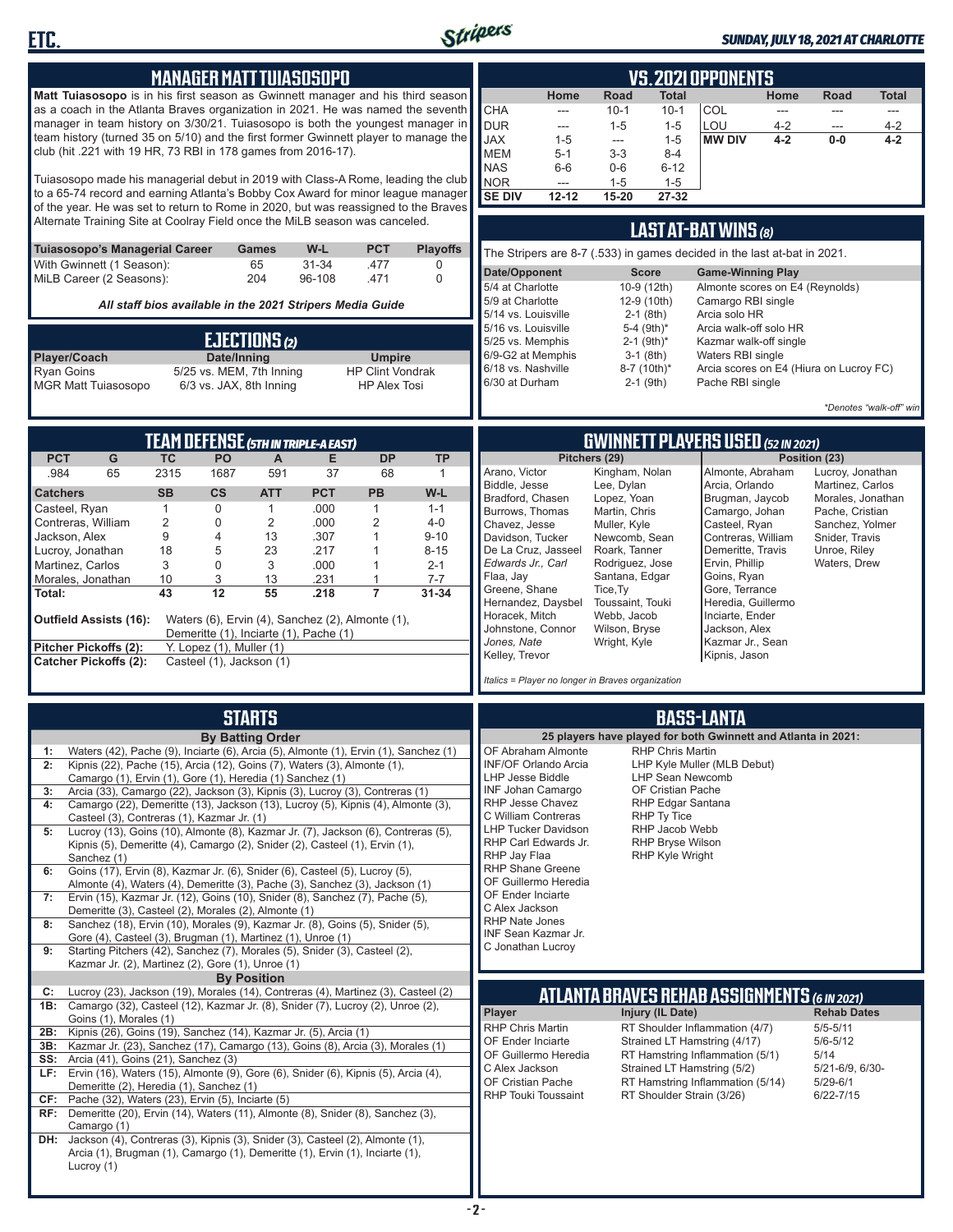## MANAGER MATT TUIASOSOPO

**Matt Tuiasosopo** is in his first season as Gwinnett manager and his third season as a coach in the Atlanta Braves organization in 2021. He was named the seventh manager in team history on 3/30/21. Tuiasosopo is both the youngest manager in team history (turned 35 on 5/10) and the first former Gwinnett player to manage the club (hit .221 with 19 HR, 73 RBI in 178 games from 2016-17).

Tuiasosopo made his managerial debut in 2019 with Class-A Rome, leading the club to a 65-74 record and earning Atlanta's Bobby Cox Award for minor league manager of the year. He was set to return to Rome in 2020, but was reassigned to the Braves Alternate Training Site at Coolray Field once the MiLB season was canceled.

| Tuiasosopo's Managerial Career | Games | W-L | PCT | Playoffs |
|---|---|---|---|---|
| With Gwinnett (1 Season): | 65 | 31-34 | .477 | 0 |
| MiLB Career (2 Seasons): | 204 | 96-108 | .471 | 0 |

*All staff bios available in the 2021 Stripers Media Guide*

## EJECTIONS (2)

| Player/Coach | Date/Inning | Umpire |
|---|---|---|
| Ryan Goins | 5/25 vs. MEM, 7th Inning | HP Clint Vondrak |
| MGR Matt Tuiasosopo | 6/3 vs. JAX, 8th Inning | HP Alex Tosi |

## VS. 2021 OPPONENTS

| | Home | Road | Total | | Home | Road | Total |
|---|---|---|---|---|---|---|---|
| CHA | --- | 10-1 | 10-1 | COL | --- | --- | --- |
| DUR | --- | 1-5 | 1-5 | LOU | 4-2 | --- | 4-2 |
| JAX | 1-5 | --- | 1-5 | **MW DIV** | **4-2** | **0-0** | **4-2** |
| MEM | 5-1 | 3-3 | 8-4 | | | | |
| NAS | 6-6 | 0-6 | 6-12 | | | | |
| NOR | --- | 1-5 | 1-5 | | | | |
| **SE DIV** | **12-12** | **15-20** | **27-32** | | | | |

## LAST AT-BAT WINS (8)

The Stripers are 8-7 (.533) in games decided in the last at-bat in 2021.

| Date/Opponent | Score | Game-Winning Play |
|---|---|---|
| 5/4 at Charlotte | 10-9 (12th) | Almonte scores on E4 (Reynolds) |
| 5/9 at Charlotte | 12-9 (10th) | Camargo RBI single |
| 5/14 vs. Louisville | 2-1 (8th) | Arcia solo HR |
| 5/16 vs. Louisville | 5-4 (9th)* | Arcia walk-off solo HR |
| 5/25 vs. Memphis | 2-1 (9th)* | Kazmar walk-off single |
| 6/9-G2 at Memphis | 3-1 (8th) | Waters RBI single |
| 6/18 vs. Nashville | 8-7 (10th)* | Arcia scores on E4 (Hiura on Lucroy FC) |
| 6/30 at Durham | 2-1 (9th) | Pache RBI single |

*\*Denotes "walk-off" win*

## TEAM DEFENSE (5TH IN TRIPLE-A EAST)

| PCT | G | TC | PO | A | E | DP | TP |
|---|---|---|---|---|---|---|---|
| .984 | 65 | 2315 | 1687 | 591 | 37 | 68 | 1 |

| Catchers | SB | CS | ATT | PCT | PB | W-L |
|---|---|---|---|---|---|---|
| Casteel, Ryan | 1 | 0 | 1 | .000 | 1 | 1-1 |
| Contreras, William | 2 | 0 | 2 | .000 | 2 | 4-0 |
| Jackson, Alex | 9 | 4 | 13 | .307 | 1 | 9-10 |
| Lucroy, Jonathan | 18 | 5 | 23 | .217 | 1 | 8-15 |
| Martinez, Carlos | 3 | 0 | 3 | .000 | 1 | 2-1 |
| Morales, Jonathan | 10 | 3 | 13 | .231 | 1 | 7-7 |
| **Total:** | **43** | **12** | **55** | **.218** | **7** | **31-34** |

**Outfield Assists (16):** Waters (6), Ervin (4), Sanchez (2), Almonte (1), Demeritte (1), Inciarte (1), Pache (1)
**Pitcher Pickoffs (2):** Y. Lopez (1), Muller (1)
**Catcher Pickoffs (2):** Casteel (1), Jackson (1)

## GWINNETT PLAYERS USED (52 IN 2021)

**Pitchers (29):** Arano, Victor; Biddle, Jesse; Bradford, Chasen; Burrows, Thomas; Chavez, Jesse; Davidson, Tucker; De La Cruz, Jasseel; *Edwards Jr., Carl*; Flaa, Jay; Greene, Shane; Hernandez, Daysbel; Horacek, Mitch; Johnstone, Connor; *Jones, Nate*; Kelley, Trevor; Kingham, Nolan; Lee, Dylan; Lopez, Yoan; Martin, Chris; Muller, Kyle; Newcomb, Sean; Roark, Tanner; Rodriguez, Jose; Santana, Edgar; Tice,Ty; Toussaint, Touki; Webb, Jacob; Wilson, Bryse; Wright, Kyle

**Position (23):** Almonte, Abraham; Arcia, Orlando; Brugman, Jaycob; Camargo, Johan; Casteel, Ryan; Contreras, William; Demeritte, Travis; Ervin, Phillip; Goins, Ryan; Gore, Terrance; Heredia, Guillermo; Inciarte, Ender; Jackson, Alex; Kazmar Jr., Sean; Kipnis, Jason; Lucroy, Jonathan; Martinez, Carlos; Morales, Jonathan; Pache, Cristian; Sanchez, Yolmer; Snider, Travis; Unroe, Riley; Waters, Drew

*Italics = Player no longer in Braves organization*

## STARTS

**By Batting Order**

- **1:** Waters (42), Pache (9), Inciarte (6), Arcia (5), Almonte (1), Ervin (1), Sanchez (1)
- **2:** Kipnis (22), Pache (15), Arcia (12), Goins (7), Waters (3), Almonte (1), Camargo (1), Ervin (1), Gore (1), Heredia (1) Sanchez (1)
- **3:** Arcia (33), Camargo (22), Jackson (3), Kipnis (3), Lucroy (3), Contreras (1)
- **4:** Camargo (22), Demeritte (13), Jackson (13), Lucroy (5), Kipnis (4), Almonte (3), Casteel (3), Contreras (1), Kazmar Jr. (1)
- **5:** Lucroy (13), Goins (10), Almonte (8), Kazmar Jr. (7), Jackson (6), Contreras (5), Kipnis (5), Demeritte (4), Camargo (2), Snider (2), Casteel (1), Ervin (1), Sanchez (1)
- **6:** Goins (17), Ervin (8), Kazmar Jr. (6), Snider (6), Casteel (5), Lucroy (5), Almonte (4), Waters (4), Demeritte (3), Pache (3), Sanchez (3), Jackson (1)
- **7:** Ervin (15), Kazmar Jr. (12), Goins (10), Snider (8), Sanchez (7), Pache (5), Demeritte (3), Casteel (2), Morales (2), Almonte (1)
- **8:** Sanchez (18), Ervin (10), Morales (9), Kazmar Jr. (8), Goins (5), Snider (5), Gore (4), Casteel (3), Brugman (1), Martinez (1), Unroe (1)
- **9:** Starting Pitchers (42), Sanchez (7), Morales (5), Snider (3), Casteel (2), Kazmar Jr. (2), Martinez (2), Gore (1), Unroe (1)

**By Position**

- **C:** Lucroy (23), Jackson (19), Morales (14), Contreras (4), Martinez (3), Casteel (2)
- **1B:** Camargo (32), Casteel (12), Kazmar Jr. (8), Snider (7), Lucroy (2), Unroe (2), Goins (1), Morales (1)
- **2B:** Kipnis (26), Goins (19), Sanchez (14), Kazmar Jr. (5), Arcia (1)
- **3B:** Kazmar Jr. (23), Sanchez (17), Camargo (13), Goins (8), Arcia (3), Morales (1)
- **SS:** Arcia (41), Goins (21), Sanchez (3)
- **LF:** Ervin (16), Waters (15), Almonte (9), Gore (6), Snider (6), Kipnis (5), Arcia (4), Demeritte (2), Heredia (1), Sanchez (1)
- **CF:** Pache (32), Waters (23), Ervin (5), Inciarte (5)
- **RF:** Demeritte (20), Ervin (14), Waters (11), Almonte (8), Snider (8), Sanchez (3), Camargo (1)
- **DH:** Jackson (4), Contreras (3), Kipnis (3), Snider (3), Casteel (2), Almonte (1), Arcia (1), Brugman (1), Camargo (1), Demeritte (1), Ervin (1), Inciarte (1), Lucroy (1)

## BASS-LANTA

**25 players have played for both Gwinnett and Atlanta in 2021:**

- OF Abraham Almonte
- INF/OF Orlando Arcia
- LHP Jesse Biddle
- INF Johan Camargo
- RHP Jesse Chavez
- C William Contreras
- LHP Tucker Davidson
- RHP Carl Edwards Jr.
- RHP Jay Flaa
- RHP Shane Greene
- OF Guillermo Heredia
- OF Ender Inciarte
- C Alex Jackson
- RHP Nate Jones
- INF Sean Kazmar Jr.
- C Jonathan Lucroy
- RHP Chris Martin
- LHP Kyle Muller (MLB Debut)
- LHP Sean Newcomb
- OF Cristian Pache
- RHP Edgar Santana
- RHP Ty Tice
- RHP Jacob Webb
- RHP Bryse Wilson
- RHP Kyle Wright

## ATLANTA BRAVES REHAB ASSIGNMENTS (6 IN 2021)

| Player | Injury (IL Date) | Rehab Dates |
|---|---|---|
| RHP Chris Martin | RT Shoulder Inflammation (4/7) | 5/5-5/11 |
| OF Ender Inciarte | Strained LT Hamstring (4/17) | 5/6-5/12 |
| OF Guillermo Heredia | RT Hamstring Inflammation (5/1) | 5/14 |
| C Alex Jackson | Strained LT Hamstring (5/2) | 5/21-6/9, 6/30- |
| OF Cristian Pache | RT Hamstring Inflammation (5/14) | 5/29-6/1 |
| RHP Touki Toussaint | RT Shoulder Strain (3/26) | 6/22-7/15 |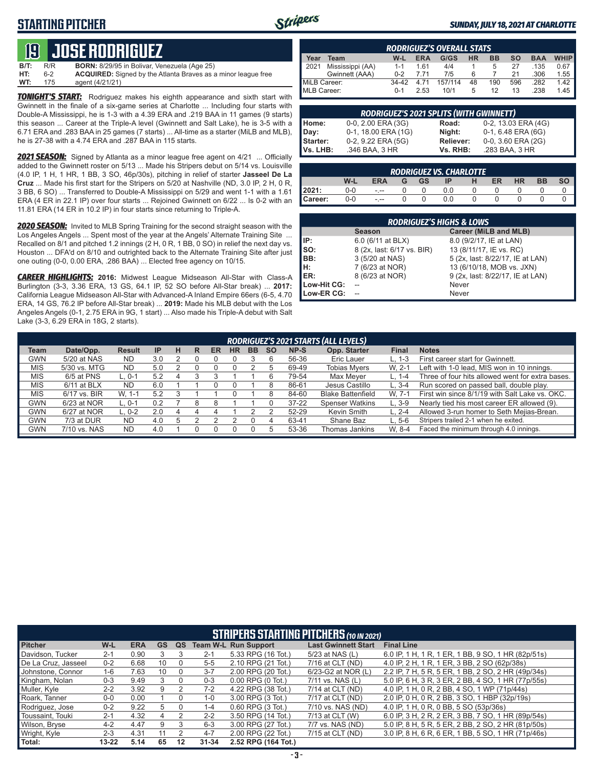# STARTING PITCHER

SUNDAY, JULY 18, 2021 AT CHARLOTTE

## 19 JOSE RODRIGUEZ

**B/T:** R/R **BORN:** 8/29/95 in Bolivar, Venezuela (Age 25)
**HT:** 6-2 **ACQUIRED:** Signed by the Atlanta Braves as a minor league free
**WT:** 175 agent (4/21/21)

***TONIGHT'S START:*** Rodriguez makes his eighth appearance and sixth start with Gwinnett in the finale of a six-game series at Charlotte ... Including four starts with Double-A Mississippi, he is 1-3 with a 4.39 ERA and .219 BAA in 11 games (9 starts) this season ... Career at the Triple-A level (Gwinnett and Salt Lake), he is 3-5 with a 6.71 ERA and .283 BAA in 25 games (7 starts) ... All-time as a starter (MiLB and MLB), he is 27-38 with a 4.74 ERA and .287 BAA in 115 starts.

***2021 SEASON:*** Signed by Atlanta as a minor league free agent on 4/21 ... Officially added to the Gwinnett roster on 5/13 ... Made his Stripers debut on 5/14 vs. Louisville (4.0 IP, 1 H, 1 HR, 1 BB, 3 SO, 46p/30s), pitching in relief of starter **Jasseel De La Cruz** ... Made his first start for the Stripers on 5/20 at Nashville (ND, 3.0 IP, 2 H, 0 R, 3 BB, 6 SO) ... Transferred to Double-A Mississippi on 5/29 and went 1-1 with a 1.61 ERA (4 ER in 22.1 IP) over four starts ... Rejoined Gwinnett on 6/22 ... Is 0-2 with an 11.81 ERA (14 ER in 10.2 IP) in four starts since returning to Triple-A.

***2020 SEASON:*** Invited to MLB Spring Training for the second straight season with the Los Angeles Angels ... Spent most of the year at the Angels' Alternate Training Site ... Recalled on 8/1 and pitched 1.2 innings (2 H, 0 R, 1 BB, 0 SO) in relief the next day vs. Houston ... DFA'd on 8/10 and outrighted back to the Alternate Training Site after just one outing (0-0, 0.00 ERA, .286 BAA) ... Elected free agency on 10/15.

***CAREER HIGHLIGHTS:*** **2016:** Midwest League Midseason All-Star with Class-A Burlington (3-3, 3.36 ERA, 13 GS, 64.1 IP, 52 SO before All-Star break) ... **2017:** California League Midseason All-Star with Advanced-A Inland Empire 66ers (6-5, 4.70 ERA, 14 GS, 76.2 IP before All-Star break) ... **2019:** Made his MLB debut with the Los Angeles Angels (0-1, 2.75 ERA in 9G, 1 start) ... Also made his Triple-A debut with Salt Lake (3-3, 6.29 ERA in 18G, 2 starts).

### RODRIGUEZ'S OVERALL STATS

| Year | Team | W-L | ERA | G/GS | HR | BB | SO | BAA | WHIP |
|---|---|---|---|---|---|---|---|---|---|
| 2021 | Mississippi (AA) | 1-1 | 1.61 | 4/4 | 1 | 5 | 27 | .135 | 0.67 |
| | Gwinnett (AAA) | 0-2 | 7.71 | 7/5 | 6 | 7 | 21 | .306 | 1.55 |
| MiLB Career: | | 34-42 | 4.71 | 157/114 | 48 | 190 | 596 | .282 | 1.42 |
| MLB Career: | | 0-1 | 2.53 | 10/1 | 5 | 12 | 13 | .238 | 1.45 |

### RODRIGUEZ'S 2021 SPLITS (WITH GWINNETT)

| | | | |
|---|---|---|---|
| **Home:** | 0-0, 2.00 ERA (3G) | **Road:** | 0-2, 13.03 ERA (4G) |
| **Day:** | 0-1, 18.00 ERA (1G) | **Night:** | 0-1, 6.48 ERA (6G) |
| **Starter:** | 0-2, 9.22 ERA (5G) | **Reliever:** | 0-0, 3.60 ERA (2G) |
| **Vs. LHB:** | .346 BAA, 3 HR | **Vs. RHB:** | .283 BAA, 3 HR |

### RODRIGUEZ VS. CHARLOTTE

| | W-L | ERA | G | GS | IP | H | ER | HR | BB | SO |
|---|---|---|---|---|---|---|---|---|---|---|
| **2021:** | 0-0 | -.-- | 0 | 0 | 0.0 | 0 | 0 | 0 | 0 | 0 |
| **Career:** | 0-0 | -.-- | 0 | 0 | 0.0 | 0 | 0 | 0 | 0 | 0 |

### RODRIGUEZ'S HIGHS & LOWS

| | Season | Career (MiLB and MLB) |
|---|---|---|
| **IP:** | 6.0 (6/11 at BLX) | 8.0 (9/2/17, IE at LAN) |
| **SO:** | 8 (2x, last: 6/17 vs. BIR) | 13 (8/11/17, IE vs. RC) |
| **BB:** | 3 (5/20 at NAS) | 5 (2x, last: 8/22/17, IE at LAN) |
| **H:** | 7 (6/23 at NOR) | 13 (6/10/18, MOB vs. JXN) |
| **ER:** | 8 (6/23 at NOR) | 9 (2x, last: 8/22/17, IE at LAN) |
| **Low-Hit CG:** | -- | Never |
| **Low-ER CG:** | -- | Never |

### RODRIGUEZ'S 2021 STARTS (ALL LEVELS)

| Team | Date/Opp. | Result | IP | H | R | ER | HR | BB | SO | NP-S | Opp. Starter | Final | Notes |
|---|---|---|---|---|---|---|---|---|---|---|---|---|---|
| GWN | 5/20 at NAS | ND | 3.0 | 2 | 0 | 0 | 0 | 3 | 6 | 56-36 | Eric Lauer | L, 1-3 | First career start for Gwinnett. |
| MIS | 5/30 vs. MTG | ND | 5.0 | 2 | 0 | 0 | 0 | 2 | 5 | 69-49 | Tobias Myers | W, 2-1 | Left with 1-0 lead, MIS won in 10 innings. |
| MIS | 6/5 at PNS | L, 0-1 | 5.2 | 4 | 3 | 3 | 1 | 1 | 6 | 79-54 | Max Meyer | L, 1-4 | Three of four hits allowed went for extra bases. |
| MIS | 6/11 at BLX | ND | 6.0 | 1 | 1 | 0 | 0 | 1 | 8 | 86-61 | Jesus Castillo | L, 3-4 | Run scored on passed ball, double play. |
| MIS | 6/17 vs. BIR | W, 1-1 | 5.2 | 3 | 1 | 1 | 0 | 1 | 8 | 84-60 | Blake Battenfield | W, 7-1 | First win since 8/1/19 with Salt Lake vs. OKC. |
| GWN | 6/23 at NOR | L, 0-1 | 0.2 | 7 | 8 | 8 | 1 | 1 | 0 | 37-22 | Spenser Watkins | L, 3-9 | Nearly tied his most career ER allowed (9). |
| GWN | 6/27 at NOR | L, 0-2 | 2.0 | 4 | 4 | 4 | 1 | 2 | 2 | 52-29 | Kevin Smith | L, 2-4 | Allowed 3-run homer to Seth Mejias-Brean. |
| GWN | 7/3 at DUR | ND | 4.0 | 5 | 2 | 2 | 2 | 0 | 4 | 63-41 | Shane Baz | L, 5-6 | Stripers trailed 2-1 when he exited. |
| GWN | 7/10 vs. NAS | ND | 4.0 | 1 | 0 | 0 | 0 | 0 | 5 | 53-36 | Thomas Jankins | W, 8-4 | Faced the minimum through 4.0 innings. |

### STRIPERS STARTING PITCHERS (10 IN 2021)

| Pitcher | W-L | ERA | GS | QS | Team W-L | Run Support | Last Gwinnett Start | Final Line |
|---|---|---|---|---|---|---|---|---|
| Davidson, Tucker | 2-1 | 0.90 | 3 | 3 | 2-1 | 5.33 RPG (16 Tot.) | 5/23 at NAS (L) | 6.0 IP, 1 H, 1 R, 1 ER, 1 BB, 9 SO, 1 HR (82p/51s) |
| De La Cruz, Jasseel | 0-2 | 6.68 | 10 | 0 | 5-5 | 2.10 RPG (21 Tot.) | 7/16 at CLT (ND) | 4.0 IP, 2 H, 1 R, 1 ER, 3 BB, 2 SO (62p/38s) |
| Johnstone, Connor | 1-6 | 7.63 | 10 | 0 | 3-7 | 2.00 RPG (20 Tot.) | 6/23-G2 at NOR (L) | 2.2 IP, 7 H, 5 R, 5 ER, 1 BB, 2 SO, 2 HR (49p/34s) |
| Kingham, Nolan | 0-3 | 9.49 | 3 | 0 | 0-3 | 0.00 RPG (0 Tot.) | 7/11 vs. NAS (L) | 5.0 IP, 6 H, 3 R, 3 ER, 2 BB, 4 SO, 1 HR (77p/55s) |
| Muller, Kyle | 2-2 | 3.92 | 9 | 2 | 7-2 | 4.22 RPG (38 Tot.) | 7/14 at CLT (ND) | 4.0 IP, 1 H, 0 R, 2 BB, 4 SO, 1 WP (71p/44s) |
| Roark, Tanner | 0-0 | 0.00 | 1 | 0 | 1-0 | 3.00 RPG (3 Tot.) | 7/17 at CLT (ND) | 2.0 IP, 0 H, 0 R, 2 BB, 3 SO, 1 HBP (32p/19s) |
| Rodriguez, Jose | 0-2 | 9.22 | 5 | 0 | 1-4 | 0.60 RPG (3 Tot.) | 7/10 vs. NAS (ND) | 4.0 IP, 1 H, 0 R, 0 BB, 5 SO (53p/36s) |
| Toussaint, Touki | 2-1 | 4.32 | 4 | 2 | 2-2 | 3.50 RPG (14 Tot.) | 7/13 at CLT (W) | 6.0 IP, 3 H, 2 R, 2 ER, 3 BB, 7 SO, 1 HR (89p/54s) |
| Wilson, Bryse | 4-2 | 4.47 | 9 | 3 | 6-3 | 3.00 RPG (27 Tot.) | 7/7 vs. NAS (ND) | 5.0 IP, 8 H, 5 R, 5 ER, 2 BB, 2 SO, 2 HR (81p/50s) |
| Wright, Kyle | 2-3 | 4.31 | 11 | 2 | 4-7 | 2.00 RPG (22 Tot.) | 7/15 at CLT (ND) | 3.0 IP, 8 H, 6 R, 6 ER, 1 BB, 5 SO, 1 HR (71p/46s) |
| **Total:** | **13-22** | **5.14** | **65** | **12** | **31-34** | **2.52 RPG (164 Tot.)** | | |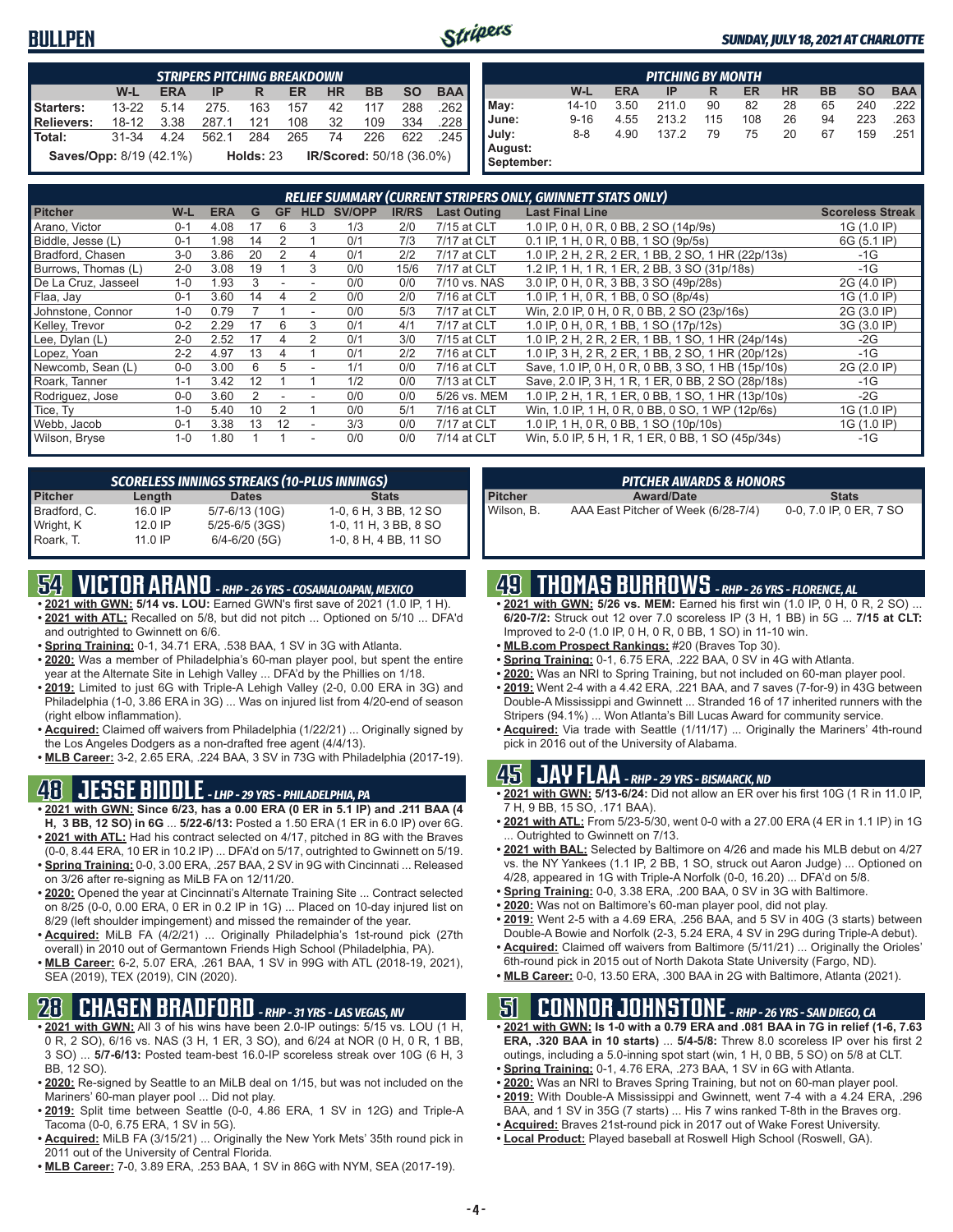# BULLPEN

*SUNDAY, JULY 18, 2021 AT CHARLOTTE*

| STRIPERS PITCHING BREAKDOWN | W-L | ERA | IP | R | ER | HR | BB | SO | BAA |
|---|---|---|---|---|---|---|---|---|---|
| Starters: | 13-22 | 5.14 | 275. | 163 | 157 | 42 | 117 | 288 | .262 |
| Relievers: | 18-12 | 3.38 | 287.1 | 121 | 108 | 32 | 109 | 334 | .228 |
| Total: | 31-34 | 4.24 | 562.1 | 284 | 265 | 74 | 226 | 622 | .245 |

**Saves/Opp:** 8/19 (42.1%) **Holds:** 23 **IR/Scored:** 50/18 (36.0%)

| PITCHING BY MONTH | W-L | ERA | IP | R | ER | HR | BB | SO | BAA |
|---|---|---|---|---|---|---|---|---|---|
| May: | 14-10 | 3.50 | 211.0 | 90 | 82 | 28 | 65 | 240 | .222 |
| June: | 9-16 | 4.55 | 213.2 | 115 | 108 | 26 | 94 | 223 | .263 |
| July: | 8-8 | 4.90 | 137.2 | 79 | 75 | 20 | 67 | 159 | .251 |
| August: | | | | | | | | | |
| September: | | | | | | | | | |

**RELIEF SUMMARY (CURRENT STRIPERS ONLY, GWINNETT STATS ONLY)**

| Pitcher | W-L | ERA | G | GF | HLD | SV/OPP | IR/RS | Last Outing | Last Final Line | Scoreless Streak |
|---|---|---|---|---|---|---|---|---|---|---|
| Arano, Victor | 0-1 | 4.08 | 17 | 6 | 3 | 1/3 | 2/0 | 7/15 at CLT | 1.0 IP, 0 H, 0 R, 0 BB, 2 SO (14p/9s) | 1G (1.0 IP) |
| Biddle, Jesse (L) | 0-1 | 1.98 | 14 | 2 | 1 | 0/1 | 7/3 | 7/17 at CLT | 0.1 IP, 1 H, 0 R, 0 BB, 1 SO (9p/5s) | 6G (5.1 IP) |
| Bradford, Chasen | 3-0 | 3.86 | 20 | 2 | 4 | 0/1 | 2/2 | 7/17 at CLT | 1.0 IP, 2 H, 2 R, 2 ER, 1 BB, 2 SO, 1 HR (22p/13s) | -1G |
| Burrows, Thomas (L) | 2-0 | 3.08 | 19 | 1 | 3 | 0/0 | 15/6 | 7/17 at CLT | 1.2 IP, 1 H, 1 R, 1 ER, 2 BB, 3 SO (31p/18s) | -1G |
| De La Cruz, Jasseel | 1-0 | 1.93 | 3 | - | - | 0/0 | 0/0 | 7/10 vs. NAS | 3.0 IP, 0 H, 0 R, 3 BB, 3 SO (49p/28s) | 2G (4.0 IP) |
| Flaa, Jay | 0-1 | 3.60 | 14 | 4 | 2 | 0/0 | 2/0 | 7/16 at CLT | 1.0 IP, 1 H, 0 R, 1 BB, 0 SO (8p/4s) | 1G (1.0 IP) |
| Johnstone, Connor | 1-0 | 0.79 | 7 | 1 | - | 0/0 | 5/3 | 7/17 at CLT | Win, 2.0 IP, 0 H, 0 R, 0 BB, 2 SO (23p/16s) | 2G (3.0 IP) |
| Kelley, Trevor | 0-2 | 2.29 | 17 | 6 | 3 | 0/1 | 4/1 | 7/17 at CLT | 1.0 IP, 0 H, 0 R, 1 BB, 1 SO (17p/12s) | 3G (3.0 IP) |
| Lee, Dylan (L) | 2-0 | 2.52 | 17 | 4 | 2 | 0/1 | 3/0 | 7/15 at CLT | 1.0 IP, 2 H, 2 R, 2 ER, 1 BB, 1 SO, 1 HR (24p/14s) | -2G |
| Lopez, Yoan | 2-2 | 4.97 | 13 | 4 | 1 | 0/1 | 2/2 | 7/16 at CLT | 1.0 IP, 3 H, 2 R, 2 ER, 1 BB, 2 SO, 1 HR (20p/12s) | -1G |
| Newcomb, Sean (L) | 0-0 | 3.00 | 6 | 5 | - | 1/1 | 0/0 | 7/16 at CLT | Save, 1.0 IP, 0 H, 0 R, 0 BB, 3 SO, 1 HB (15p/10s) | 2G (2.0 IP) |
| Roark, Tanner | 1-1 | 3.42 | 12 | 1 | 1 | 1/2 | 0/0 | 7/13 at CLT | Save, 2.0 IP, 3 H, 1 R, 1 ER, 0 BB, 2 SO (28p/18s) | -1G |
| Rodriguez, Jose | 0-0 | 3.60 | 2 | - | - | 0/0 | 0/0 | 5/26 vs. MEM | 1.0 IP, 2 H, 1 R, 1 ER, 0 BB, 1 SO, 1 HR (13p/10s) | -2G |
| Tice, Ty | 1-0 | 5.40 | 10 | 2 | 1 | 0/0 | 5/1 | 7/16 at CLT | Win, 1.0 IP, 1 H, 0 R, 0 BB, 0 SO, 1 WP (12p/6s) | 1G (1.0 IP) |
| Webb, Jacob | 0-1 | 3.38 | 13 | 12 | - | 3/3 | 0/0 | 7/17 at CLT | 1.0 IP, 1 H, 0 R, 0 BB, 1 SO (10p/10s) | 1G (1.0 IP) |
| Wilson, Bryse | 1-0 | 1.80 | 1 | 1 | - | 0/0 | 0/0 | 7/14 at CLT | Win, 5.0 IP, 5 H, 1 R, 1 ER, 0 BB, 1 SO (45p/34s) | -1G |

**SCORELESS INNINGS STREAKS (10-PLUS INNINGS)**

| Pitcher | Length | Dates | Stats |
|---|---|---|---|
| Bradford, C. | 16.0 IP | 5/7-6/13 (10G) | 1-0, 6 H, 3 BB, 12 SO |
| Wright, K | 12.0 IP | 5/25-6/5 (3GS) | 1-0, 11 H, 3 BB, 8 SO |
| Roark, T. | 11.0 IP | 6/4-6/20 (5G) | 1-0, 8 H, 4 BB, 11 SO |

**PITCHER AWARDS & HONORS**

| Pitcher | Award/Date | Stats |
|---|---|---|
| Wilson, B. | AAA East Pitcher of Week (6/28-7/4) | 0-0, 7.0 IP, 0 ER, 7 SO |

## 54 VICTOR ARANO - *RHP - 26 YRS - COSAMALOAPAN, MEXICO*

- **2021 with GWN: 5/14 vs. LOU:** Earned GWN's first save of 2021 (1.0 IP, 1 H).
- **2021 with ATL:** Recalled on 5/8, but did not pitch ... Optioned on 5/10 ... DFA'd and outrighted to Gwinnett on 6/6.
- **Spring Training:** 0-1, 34.71 ERA, .538 BAA, 1 SV in 3G with Atlanta.
- **2020:** Was a member of Philadelphia's 60-man player pool, but spent the entire year at the Alternate Site in Lehigh Valley ... DFA'd by the Phillies on 1/18.
- **2019:** Limited to just 6G with Triple-A Lehigh Valley (2-0, 0.00 ERA in 3G) and Philadelphia (1-0, 3.86 ERA in 3G) ... Was on injured list from 4/20-end of season (right elbow inflammation).
- **Acquired:** Claimed off waivers from Philadelphia (1/22/21) ... Originally signed by the Los Angeles Dodgers as a non-drafted free agent (4/4/13).
- **MLB Career:** 3-2, 2.65 ERA, .224 BAA, 3 SV in 73G with Philadelphia (2017-19).

## 48 JESSE BIDDLE - *LHP - 29 YRS - PHILADELPHIA, PA*

- **2021 with GWN: Since 6/23, has a 0.00 ERA (0 ER in 5.1 IP) and .211 BAA (4 H, 3 BB, 12 SO) in 6G** ... **5/22-6/13:** Posted a 1.50 ERA (1 ER in 6.0 IP) over 6G.
- **2021 with ATL:** Had his contract selected on 4/17, pitched in 8G with the Braves (0-0, 8.44 ERA, 10 ER in 10.2 IP) ... DFA'd on 5/17, outrighted to Gwinnett on 5/19.
- **Spring Training:** 0-0, 3.00 ERA, .257 BAA, 2 SV in 9G with Cincinnati ... Released on 3/26 after re-signing as MiLB FA on 12/11/20.
- **2020:** Opened the year at Cincinnati's Alternate Training Site ... Contract selected on 8/25 (0-0, 0.00 ERA, 0 ER in 0.2 IP in 1G) ... Placed on 10-day injured list on 8/29 (left shoulder impingement) and missed the remainder of the year.
- **Acquired:** MiLB FA (4/2/21) ... Originally Philadelphia's 1st-round pick (27th overall) in 2010 out of Germantown Friends High School (Philadelphia, PA).
- **MLB Career:** 6-2, 5.07 ERA, .261 BAA, 1 SV in 99G with ATL (2018-19, 2021), SEA (2019), TEX (2019), CIN (2020).

## 28 CHASEN BRADFORD - *RHP - 31 YRS - LAS VEGAS, NV*

- **2021 with GWN:** All 3 of his wins have been 2.0-IP outings: 5/15 vs. LOU (1 H, 0 R, 2 SO), 6/16 vs. NAS (3 H, 1 ER, 3 SO), and 6/24 at NOR (0 H, 0 R, 1 BB, 3 SO) ... **5/7-6/13:** Posted team-best 16.0-IP scoreless streak over 10G (6 H, 3 BB, 12 SO).
- **2020:** Re-signed by Seattle to an MiLB deal on 1/15, but was not included on the Mariners' 60-man player pool ... Did not play.
- **2019:** Split time between Seattle (0-0, 4.86 ERA, 1 SV in 12G) and Triple-A Tacoma (0-0, 6.75 ERA, 1 SV in 5G).
- **Acquired:** MiLB FA (3/15/21) ... Originally the New York Mets' 35th round pick in 2011 out of the University of Central Florida.
- **MLB Career:** 7-0, 3.89 ERA, .253 BAA, 1 SV in 86G with NYM, SEA (2017-19).

## 49 THOMAS BURROWS - *RHP - 26 YRS - FLORENCE, AL*

- **2021 with GWN: 5/26 vs. MEM:** Earned his first win (1.0 IP, 0 H, 0 R, 2 SO) ... **6/20-7/2:** Struck out 12 over 7.0 scoreless IP (3 H, 1 BB) in 5G ... **7/15 at CLT:** Improved to 2-0 (1.0 IP, 0 H, 0 R, 0 BB, 1 SO) in 11-10 win.
- **MLB.com Prospect Rankings:** #20 (Braves Top 30).
- **Spring Training:** 0-1, 6.75 ERA, .222 BAA, 0 SV in 4G with Atlanta.
- **2020:** Was an NRI to Spring Training, but not included on 60-man player pool.
- **2019:** Went 2-4 with a 4.42 ERA, .221 BAA, and 7 saves (7-for-9) in 43G between Double-A Mississippi and Gwinnett ... Stranded 16 of 17 inherited runners with the Stripers (94.1%) ... Won Atlanta's Bill Lucas Award for community service.
- **Acquired:** Via trade with Seattle (1/11/17) ... Originally the Mariners' 4th-round pick in 2016 out of the University of Alabama.

## 45 JAY FLAA - *RHP - 29 YRS - BISMARCK, ND*

- **2021 with GWN: 5/13-6/24:** Did not allow an ER over his first 10G (1 R in 11.0 IP, 7 H, 9 BB, 15 SO, .171 BAA).
- **2021 with ATL:** From 5/23-5/30, went 0-0 with a 27.00 ERA (4 ER in 1.1 IP) in 1G ... Outrighted to Gwinnett on 7/13.
- **2021 with BAL:** Selected by Baltimore on 4/26 and made his MLB debut on 4/27 vs. the NY Yankees (1.1 IP, 2 BB, 1 SO, struck out Aaron Judge) ... Optioned on 4/28, appeared in 1G with Triple-A Norfolk (0-0, 16.20) ... DFA'd on 5/8.
- **Spring Training:** 0-0, 3.38 ERA, .200 BAA, 0 SV in 3G with Baltimore.
- **2020:** Was not on Baltimore's 60-man player pool, did not play.
- **2019:** Went 2-5 with a 4.69 ERA, .256 BAA, and 5 SV in 40G (3 starts) between Double-A Bowie and Norfolk (2-3, 5.24 ERA, 4 SV in 29G during Triple-A debut).
- **Acquired:** Claimed off waivers from Baltimore (5/11/21) ... Originally the Orioles' 6th-round pick in 2015 out of North Dakota State University (Fargo, ND).
- **MLB Career:** 0-0, 13.50 ERA, .300 BAA in 2G with Baltimore, Atlanta (2021).

## 51 CONNOR JOHNSTONE - *RHP - 26 YRS - SAN DIEGO, CA*

- **2021 with GWN: Is 1-0 with a 0.79 ERA and .081 BAA in 7G in relief (1-6, 7.63 ERA, .320 BAA in 10 starts)** ... **5/4-5/8:** Threw 8.0 scoreless IP over his first 2 outings, including a 5.0-inning spot start (win, 1 H, 0 BB, 5 SO) on 5/8 at CLT.
- **Spring Training:** 0-1, 4.76 ERA, .273 BAA, 1 SV in 6G with Atlanta.
- **2020:** Was an NRI to Braves Spring Training, but not on 60-man player pool.
- **2019:** With Double-A Mississippi and Gwinnett, went 7-4 with a 4.24 ERA, .296 BAA, and 1 SV in 35G (7 starts) ... His 7 wins ranked T-8th in the Braves org.
- **Acquired:** Braves 21st-round pick in 2017 out of Wake Forest University.
- **Local Product:** Played baseball at Roswell High School (Roswell, GA).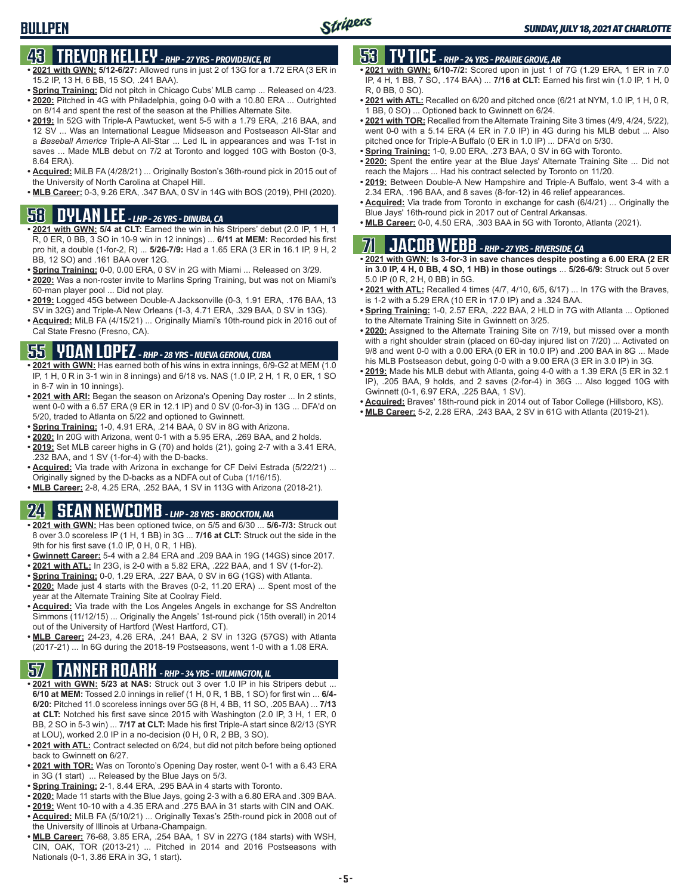## 43 TREVOR KELLEY - RHP - 27 YRS - PROVIDENCE, RI

- **2021 with GWN: 5/12-6/27:** Allowed runs in just 2 of 13G for a 1.72 ERA (3 ER in 15.2 IP, 13 H, 6 BB, 15 SO, .241 BAA).
- **Spring Training:** Did not pitch in Chicago Cubs' MLB camp ... Released on 4/23.
- **2020:** Pitched in 4G with Philadelphia, going 0-0 with a 10.80 ERA ... Outrighted on 8/14 and spent the rest of the season at the Phillies Alternate Site.
- **2019:** In 52G with Triple-A Pawtucket, went 5-5 with a 1.79 ERA, .216 BAA, and 12 SV ... Was an International League Midseason and Postseason All-Star and a *Baseball America* Triple-A All-Star ... Led IL in appearances and was T-1st in saves ... Made MLB debut on 7/2 at Toronto and logged 10G with Boston (0-3, 8.64 ERA).
- **Acquired:** MiLB FA (4/28/21) ... Originally Boston's 36th-round pick in 2015 out of the University of North Carolina at Chapel Hill.
- **MLB Career:** 0-3, 9.26 ERA, .347 BAA, 0 SV in 14G with BOS (2019), PHI (2020).

## 58 DYLAN LEE - LHP - 26 YRS - DINUBA, CA

- **2021 with GWN: 5/4 at CLT:** Earned the win in his Stripers' debut (2.0 IP, 1 H, 1 R, 0 ER, 0 BB, 3 SO in 10-9 win in 12 innings) ... **6/11 at MEM:** Recorded his first pro hit, a double (1-for-2, R) ... **5/26-7/9:** Had a 1.65 ERA (3 ER in 16.1 IP, 9 H, 2 BB, 12 SO) and .161 BAA over 12G.
- **Spring Training:** 0-0, 0.00 ERA, 0 SV in 2G with Miami ... Released on 3/29.
- **2020:** Was a non-roster invite to Marlins Spring Training, but was not on Miami's 60-man player pool ... Did not play.
- **2019:** Logged 45G between Double-A Jacksonville (0-3, 1.91 ERA, .176 BAA, 13 SV in 32G) and Triple-A New Orleans (1-3, 4.71 ERA, .329 BAA, 0 SV in 13G).
- **Acquired:** MiLB FA (4/15/21) ... Originally Miami's 10th-round pick in 2016 out of Cal State Fresno (Fresno, CA).

## 55 YOAN LOPEZ - RHP - 28 YRS - NUEVA GERONA, CUBA

- **2021 with GWN:** Has earned both of his wins in extra innings, 6/9-G2 at MEM (1.0 IP, 1 H, 0 R in 3-1 win in 8 innings) and 6/18 vs. NAS (1.0 IP, 2 H, 1 R, 0 ER, 1 SO in 8-7 win in 10 innings).
- **2021 with ARI:** Began the season on Arizona's Opening Day roster ... In 2 stints, went 0-0 with a 6.57 ERA (9 ER in 12.1 IP) and 0 SV (0-for-3) in 13G ... DFA'd on 5/20, traded to Atlanta on 5/22 and optioned to Gwinnett.
- **Spring Training:** 1-0, 4.91 ERA, .214 BAA, 0 SV in 8G with Arizona.
- **2020:** In 20G with Arizona, went 0-1 with a 5.95 ERA, .269 BAA, and 2 holds.
- **2019:** Set MLB career highs in G (70) and holds (21), going 2-7 with a 3.41 ERA, .232 BAA, and 1 SV (1-for-4) with the D-backs.
- **Acquired:** Via trade with Arizona in exchange for CF Deivi Estrada (5/22/21) ... Originally signed by the D-backs as a NDFA out of Cuba (1/16/15).
- **MLB Career:** 2-8, 4.25 ERA, .252 BAA, 1 SV in 113G with Arizona (2018-21).

## 24 SEAN NEWCOMB - LHP - 28 YRS - BROCKTON, MA

- **2021 with GWN:** Has been optioned twice, on 5/5 and 6/30 ... **5/6-7/3:** Struck out 8 over 3.0 scoreless IP (1 H, 1 BB) in 3G ... **7/16 at CLT:** Struck out the side in the 9th for his first save (1.0 IP, 0 H, 0 R, 1 HB).
- **Gwinnett Career:** 5-4 with a 2.84 ERA and .209 BAA in 19G (14GS) since 2017.
- **2021 with ATL:** In 23G, is 2-0 with a 5.82 ERA, .222 BAA, and 1 SV (1-for-2).
- **Spring Training:** 0-0, 1.29 ERA, .227 BAA, 0 SV in 6G (1GS) with Atlanta.
- **2020:** Made just 4 starts with the Braves (0-2, 11.20 ERA) ... Spent most of the year at the Alternate Training Site at Coolray Field.
- **Acquired:** Via trade with the Los Angeles Angels in exchange for SS Andrelton Simmons (11/12/15) ... Originally the Angels' 1st-round pick (15th overall) in 2014 out of the University of Hartford (West Hartford, CT).
- **MLB Career:** 24-23, 4.26 ERA, .241 BAA, 2 SV in 132G (57GS) with Atlanta (2017-21) ... In 6G during the 2018-19 Postseasons, went 1-0 with a 1.08 ERA.

## 57 TANNER ROARK - RHP - 34 YRS - WILMINGTON, IL

- **2021 with GWN: 5/23 at NAS:** Struck out 3 over 1.0 IP in his Stripers debut ... **6/10 at MEM:** Tossed 2.0 innings in relief (1 H, 0 R, 1 BB, 1 SO) for first win ... **6/4-6/20:** Pitched 11.0 scoreless innings over 5G (8 H, 4 BB, 11 SO, .205 BAA) ... **7/13 at CLT:** Notched his first save since 2015 with Washington (2.0 IP, 3 H, 1 ER, 0 BB, 2 SO in 5-3 win) ... **7/17 at CLT:** Made his first Triple-A start since 8/2/13 (SYR at LOU), worked 2.0 IP in a no-decision (0 H, 0 R, 2 BB, 3 SO).
- **2021 with ATL:** Contract selected on 6/24, but did not pitch before being optioned back to Gwinnett on 6/27.
- **2021 with TOR:** Was on Toronto's Opening Day roster, went 0-1 with a 6.43 ERA in 3G (1 start) ... Released by the Blue Jays on 5/3.
- **Spring Training:** 2-1, 8.44 ERA, .295 BAA in 4 starts with Toronto.
- **2020:** Made 11 starts with the Blue Jays, going 2-3 with a 6.80 ERA and .309 BAA.
- **2019:** Went 10-10 with a 4.35 ERA and .275 BAA in 31 starts with CIN and OAK.
- **Acquired:** MiLB FA (5/10/21) ... Originally Texas's 25th-round pick in 2008 out of the University of Illinois at Urbana-Champaign.
- **MLB Career:** 76-68, 3.85 ERA, .254 BAA, 1 SV in 227G (184 starts) with WSH, CIN, OAK, TOR (2013-21) ... Pitched in 2014 and 2016 Postseasons with Nationals (0-1, 3.86 ERA in 3G, 1 start).

## 53 TY TICE - RHP - 24 YRS - PRAIRIE GROVE, AR

- **2021 with GWN: 6/10-7/2:** Scored upon in just 1 of 7G (1.29 ERA, 1 ER in 7.0 IP, 4 H, 1 BB, 7 SO, .174 BAA) ... **7/16 at CLT:** Earned his first win (1.0 IP, 1 H, 0 R, 0 BB, 0 SO).
- **2021 with ATL:** Recalled on 6/20 and pitched once (6/21 at NYM, 1.0 IP, 1 H, 0 R, 1 BB, 0 SO) ... Optioned back to Gwinnett on 6/24.
- **2021 with TOR:** Recalled from the Alternate Training Site 3 times (4/9, 4/24, 5/22), went 0-0 with a 5.14 ERA (4 ER in 7.0 IP) in 4G during his MLB debut ... Also pitched once for Triple-A Buffalo (0 ER in 1.0 IP) ... DFA'd on 5/30.
- **Spring Training:** 1-0, 9.00 ERA, .273 BAA, 0 SV in 6G with Toronto.
- **2020:** Spent the entire year at the Blue Jays' Alternate Training Site ... Did not reach the Majors ... Had his contract selected by Toronto on 11/20.
- **2019:** Between Double-A New Hampshire and Triple-A Buffalo, went 3-4 with a 2.34 ERA, .196 BAA, and 8 saves (8-for-12) in 46 relief appearances.
- **Acquired:** Via trade from Toronto in exchange for cash (6/4/21) ... Originally the Blue Jays' 16th-round pick in 2017 out of Central Arkansas.
- **MLB Career:** 0-0, 4.50 ERA, .303 BAA in 5G with Toronto, Atlanta (2021).

## 71 JACOB WEBB - RHP - 27 YRS - RIVERSIDE, CA

- **2021 with GWN: Is 3-for-3 in save chances despite posting a 6.00 ERA (2 ER in 3.0 IP, 4 H, 0 BB, 4 SO, 1 HB) in those outings** ... **5/26-6/9:** Struck out 5 over 5.0 IP (0 R, 2 H, 0 BB) in 5G.
- **2021 with ATL:** Recalled 4 times (4/7, 4/10, 6/5, 6/17) ... In 17G with the Braves, is 1-2 with a 5.29 ERA (10 ER in 17.0 IP) and a .324 BAA.
- **Spring Training:** 1-0, 2.57 ERA, .222 BAA, 2 HLD in 7G with Atlanta ... Optioned to the Alternate Training Site in Gwinnett on 3/25.
- **2020:** Assigned to the Alternate Training Site on 7/19, but missed over a month with a right shoulder strain (placed on 60-day injured list on 7/20) ... Activated on 9/8 and went 0-0 with a 0.00 ERA (0 ER in 10.0 IP) and .200 BAA in 8G ... Made his MLB Postseason debut, going 0-0 with a 9.00 ERA (3 ER in 3.0 IP) in 3G.
- **2019:** Made his MLB debut with Atlanta, going 4-0 with a 1.39 ERA (5 ER in 32.1 IP), .205 BAA, 9 holds, and 2 saves (2-for-4) in 36G ... Also logged 10G with Gwinnett (0-1, 6.97 ERA, .225 BAA, 1 SV).
- **Acquired:** Braves' 18th-round pick in 2014 out of Tabor College (Hillsboro, KS).
- **MLB Career:** 5-2, 2.28 ERA, .243 BAA, 2 SV in 61G with Atlanta (2019-21).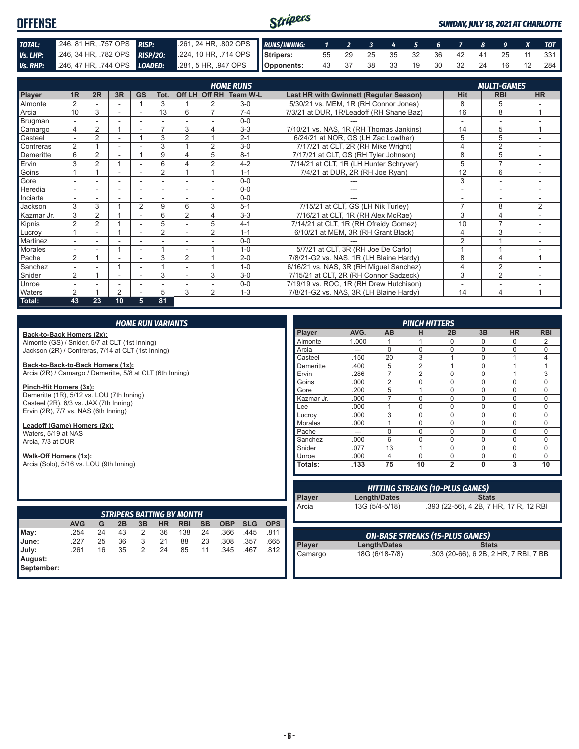# OFFENSE

*SUNDAY, JULY 18, 2021 AT CHARLOTTE*

| | | | |
|---|---|---|---|
| **TOTAL:** | .246, 81 HR, .757 OPS | **RISP:** | .261, 24 HR, .802 OPS |
| **Vs. LHP:** | .246, 34 HR, .782 OPS | **RISP/2O:** | .224, 10 HR, .714 OPS |
| **Vs. RHP:** | .246, 47 HR, .744 OPS | **LOADED:** | .281, 5 HR, .947 OPS |

| RUNS/INNING: | 1 | 2 | 3 | 4 | 5 | 6 | 7 | 8 | 9 | X | TOT |
|---|---|---|---|---|---|---|---|---|---|---|---|
| Stripers: | 55 | 29 | 25 | 35 | 32 | 36 | 42 | 41 | 25 | 11 | 331 |
| Opponents: | 43 | 37 | 38 | 33 | 19 | 30 | 32 | 24 | 16 | 12 | 284 |

## HOME RUNS / MULTI-GAMES

| Player | 1R | 2R | 3R | GS | Tot. | Off LH | Off RH | Team W-L | Last HR with Gwinnett (Regular Season) | Hit | RBI | HR |
|---|---|---|---|---|---|---|---|---|---|---|---|---|
| Almonte | 2 | - | - | 1 | 3 | 1 | 2 | 3-0 | 5/30/21 vs. MEM, 1R (RH Connor Jones) | 8 | 5 | - |
| Arcia | 10 | 3 | - | - | 13 | 6 | 7 | 7-4 | 7/3/21 at DUR, 1R/Leadoff (RH Shane Baz) | 16 | 8 | 1 |
| Brugman | - | - | - | - | - | - | - | 0-0 | --- | - | - | - |
| Camargo | 4 | 2 | 1 | - | 7 | 3 | 4 | 3-3 | 7/10/21 vs. NAS, 1R (RH Thomas Jankins) | 14 | 5 | 1 |
| Casteel | - | 2 | - | 1 | 3 | 2 | 1 | 2-1 | 6/24/21 at NOR, GS (LH Zac Lowther) | 5 | 5 | - |
| Contreras | 2 | 1 | - | - | 3 | 1 | 2 | 3-0 | 7/17/21 at CLT, 2R (RH Mike Wright) | 4 | 2 | - |
| Demeritte | 6 | 2 | - | 1 | 9 | 4 | 5 | 8-1 | 7/17/21 at CLT, GS (RH Tyler Johnson) | 8 | 5 | - |
| Ervin | 3 | 2 | 1 | - | 6 | 4 | 2 | 4-2 | 7/14/21 at CLT, 1R (LH Hunter Schryver) | 5 | 7 | - |
| Goins | 1 | 1 | - | - | 2 | 1 | 1 | 1-1 | 7/4/21 at DUR, 2R (RH Joe Ryan) | 12 | 6 | - |
| Gore | - | - | - | - | - | - | - | 0-0 | --- | 3 | - | - |
| Heredia | - | - | - | - | - | - | - | 0-0 | --- | - | - | - |
| Inciarte | - | - | - | - | - | - | - | 0-0 | --- | - | - | - |
| Jackson | 3 | 3 | 1 | 2 | 9 | 6 | 3 | 5-1 | 7/15/21 at CLT, GS (LH Nik Turley) | 7 | 8 | 2 |
| Kazmar Jr. | 3 | 2 | 1 | - | 6 | 2 | 4 | 3-3 | 7/16/21 at CLT, 1R (RH Alex McRae) | 3 | 4 | - |
| Kipnis | 2 | 2 | 1 | - | 5 | - | 5 | 4-1 | 7/14/21 at CLT, 1R (RH Ofreidy Gomez) | 10 | 7 | - |
| Lucroy | 1 | - | 1 | - | 2 | - | 2 | 1-1 | 6/10/21 at MEM, 3R (RH Grant Black) | 4 | 3 | - |
| Martinez | - | - | - | - | - | - | - | 0-0 | --- | 2 | 1 | - |
| Morales | - | - | 1 | - | 1 | - | 1 | 1-0 | 5/7/21 at CLT, 3R (RH Joe De Carlo) | 1 | 1 | - |
| Pache | 2 | 1 | - | - | 3 | 2 | 1 | 2-0 | 7/8/21-G2 vs. NAS, 1R (LH Blaine Hardy) | 8 | 4 | 1 |
| Sanchez | - | - | 1 | - | 1 | - | 1 | 1-0 | 6/16/21 vs. NAS, 3R (RH Miguel Sanchez) | 4 | 2 | - |
| Snider | 2 | 1 | - | - | 3 | - | 3 | 3-0 | 7/15/21 at CLT, 2R (RH Connor Sadzeck) | 3 | 2 | - |
| Unroe | - | - | - | - | - | - | - | 0-0 | 7/19/19 vs. ROC, 1R (RH Drew Hutchison) | - | - | - |
| Waters | 2 | 1 | 2 | - | 5 | 3 | 2 | 1-3 | 7/8/21-G2 vs. NAS, 3R (LH Blaine Hardy) | 14 | 4 | 1 |
| **Total:** | **43** | **23** | **10** | **5** | **81** | | | | | | | |

## HOME RUN VARIANTS

**Back-to-Back Homers (2x):**
Almonte (GS) / Snider, 5/7 at CLT (1st Inning)
Jackson (2R) / Contreras, 7/14 at CLT (1st Inning)

**Back-to-Back-to-Back Homers (1x):**
Arcia (2R) / Camargo / Demeritte, 5/8 at CLT (6th Inning)

**Pinch-Hit Homers (3x):**
Demeritte (1R), 5/12 vs. LOU (7th Inning)
Casteel (2R), 6/3 vs. JAX (7th Inning)
Ervin (2R), 7/7 vs. NAS (6th Inning)

**Leadoff (Game) Homers (2x):**
Waters, 5/19 at NAS
Arcia, 7/3 at DUR

**Walk-Off Homers (1x):**
Arcia (Solo), 5/16 vs. LOU (9th Inning)

## PINCH HITTERS

| Player | AVG. | AB | H | 2B | 3B | HR | RBI |
|---|---|---|---|---|---|---|---|
| Almonte | 1.000 | 1 | 1 | 0 | 0 | 0 | 2 |
| Arcia | --- | 0 | 0 | 0 | 0 | 0 | 0 |
| Casteel | .150 | 20 | 3 | 1 | 0 | 1 | 4 |
| Demeritte | .400 | 5 | 2 | 1 | 0 | 1 | 1 |
| Ervin | .286 | 7 | 2 | 0 | 0 | 1 | 3 |
| Goins | .000 | 2 | 0 | 0 | 0 | 0 | 0 |
| Gore | .200 | 5 | 1 | 0 | 0 | 0 | 0 |
| Kazmar Jr. | .000 | 7 | 0 | 0 | 0 | 0 | 0 |
| Lee | .000 | 1 | 0 | 0 | 0 | 0 | 0 |
| Lucroy | .000 | 3 | 0 | 0 | 0 | 0 | 0 |
| Morales | .000 | 1 | 0 | 0 | 0 | 0 | 0 |
| Pache | --- | 0 | 0 | 0 | 0 | 0 | 0 |
| Sanchez | .000 | 6 | 0 | 0 | 0 | 0 | 0 |
| Snider | .077 | 13 | 1 | 0 | 0 | 0 | 0 |
| Unroe | .000 | 4 | 0 | 0 | 0 | 0 | 0 |
| **Totals:** | **.133** | **75** | **10** | **2** | **0** | **3** | **10** |

## STRIPERS BATTING BY MONTH

| | AVG | G | 2B | 3B | HR | RBI | SB | OBP | SLG | OPS |
|---|---|---|---|---|---|---|---|---|---|---|
| May: | .254 | 24 | 43 | 2 | 36 | 138 | 24 | .366 | .445 | .811 |
| June: | .227 | 25 | 36 | 3 | 21 | 88 | 23 | .308 | .357 | .665 |
| July: | .261 | 16 | 35 | 2 | 24 | 85 | 11 | .345 | .467 | .812 |
| August: | | | | | | | | | | |
| September: | | | | | | | | | | |

## HITTING STREAKS (10-PLUS GAMES)

| Player | Length/Dates | Stats |
|---|---|---|
| Arcia | 13G (5/4-5/18) | .393 (22-56), 4 2B, 7 HR, 17 R, 12 RBI |

## ON-BASE STREAKS (15-PLUS GAMES)

| Player | Length/Dates | Stats |
|---|---|---|
| Camargo | 18G (6/18-7/8) | .303 (20-66), 6 2B, 2 HR, 7 RBI, 7 BB |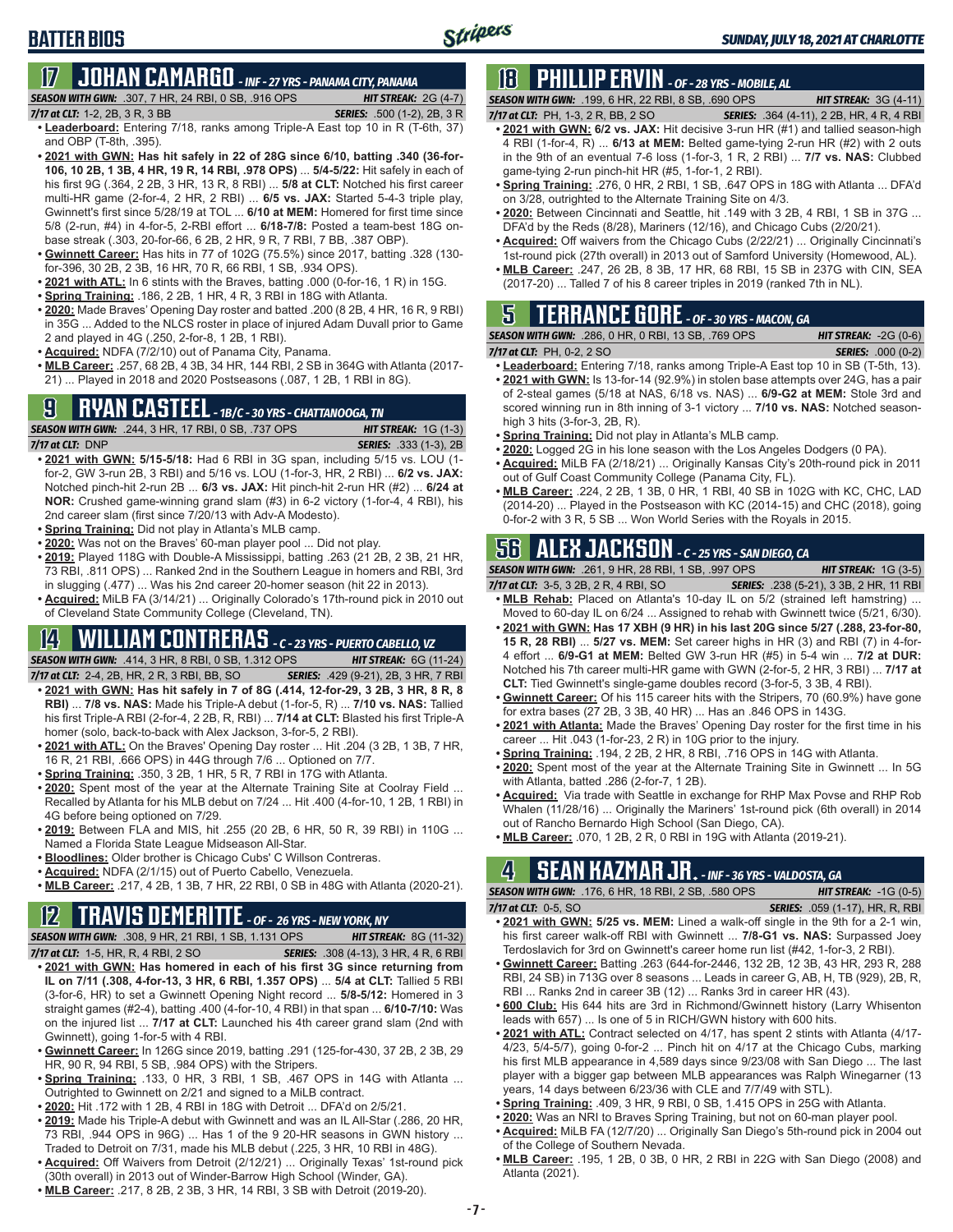## BATTER BIOS

## 17 JOHAN CAMARGO - INF - 27 YRS - PANAMA CITY, PANAMA

**SEASON WITH GWN:** .307, 7 HR, 24 RBI, 0 SB, .916 OPS — **HIT STREAK:** 2G (4-7)
**7/17 at CLT:** 1-2, 2B, 3 R, 3 BB — **SERIES:** .500 (1-2), 2B, 3 R

- **Leaderboard:** Entering 7/18, ranks among Triple-A East top 10 in R (T-6th, 37) and OBP (T-8th, .395).
- **2021 with GWN: Has hit safely in 22 of 28G since 6/10, batting .340 (36-for-106, 10 2B, 1 3B, 4 HR, 19 R, 14 RBI, .978 OPS)** ... **5/4-5/22:** Hit safely in each of his first 9G (.364, 2 2B, 3 HR, 13 R, 8 RBI) ... **5/8 at CLT:** Notched his first career multi-HR game (2-for-4, 2 HR, 2 RBI) ... **6/5 vs. JAX:** Started 5-4-3 triple play, Gwinnett's first since 5/28/19 at TOL ... **6/10 at MEM:** Homered for first time since 5/8 (2-run, #4) in 4-for-5, 2-RBI effort ... **6/18-7/8:** Posted a team-best 18G on-base streak (.303, 20-for-66, 6 2B, 2 HR, 9 R, 7 RBI, 7 BB, .387 OBP).
- **Gwinnett Career:** Has hits in 77 of 102G (75.5%) since 2017, batting .328 (130-for-396, 30 2B, 2 3B, 16 HR, 70 R, 66 RBI, 1 SB, .934 OPS).
- **2021 with ATL:** In 6 stints with the Braves, batting .000 (0-for-16, 1 R) in 15G.
- **Spring Training:** .186, 2 2B, 1 HR, 4 R, 3 RBI in 18G with Atlanta.
- **2020:** Made Braves' Opening Day roster and batted .200 (8 2B, 4 HR, 16 R, 9 RBI) in 35G ... Added to the NLCS roster in place of injured Adam Duvall prior to Game 2 and played in 4G (.250, 2-for-8, 1 2B, 1 RBI).
- **Acquired:** NDFA (7/2/10) out of Panama City, Panama.
- **MLB Career:** .257, 68 2B, 4 3B, 34 HR, 144 RBI, 2 SB in 364G with Atlanta (2017-21) ... Played in 2018 and 2020 Postseasons (.087, 1 2B, 1 RBI in 8G).

## 9 RYAN CASTEEL - 1B/C - 30 YRS - CHATTANOOGA, TN

**SEASON WITH GWN:** .244, 3 HR, 17 RBI, 0 SB, .737 OPS — **HIT STREAK:** 1G (1-3)
**7/17 at CLT:** DNP — **SERIES:** .333 (1-3), 2B

- **2021 with GWN: 5/15-5/18:** Had 6 RBI in 3G span, including 5/15 vs. LOU (1-for-2, GW 3-run 2B, 3 RBI) and 5/16 vs. LOU (1-for-3, HR, 2 RBI) ... **6/2 vs. JAX:** Notched pinch-hit 2-run 2B ... **6/3 vs. JAX:** Hit pinch-hit 2-run HR (#2) ... **6/24 at NOR:** Crushed game-winning grand slam (#3) in 6-2 victory (1-for-4, 4 RBI), his 2nd career slam (first since 7/20/13 with Adv-A Modesto).
- **Spring Training:** Did not play in Atlanta's MLB camp.
- **2020:** Was not on the Braves' 60-man player pool ... Did not play.
- **2019:** Played 118G with Double-A Mississippi, batting .263 (21 2B, 2 3B, 21 HR, 73 RBI, .811 OPS) ... Ranked 2nd in the Southern League in homers and RBI, 3rd in slugging (.477) ... Was his 2nd career 20-homer season (hit 22 in 2013).
- **Acquired:** MiLB FA (3/14/21) ... Originally Colorado's 17th-round pick in 2010 out of Cleveland State Community College (Cleveland, TN).

## 14 WILLIAM CONTRERAS - C - 23 YRS - PUERTO CABELLO, VZ

**SEASON WITH GWN:** .414, 3 HR, 8 RBI, 0 SB, 1.312 OPS — **HIT STREAK:** 6G (11-24)
**7/17 at CLT:** 2-4, 2B, HR, 2 R, 3 RBI, BB, SO — **SERIES:** .429 (9-21), 2B, 3 HR, 7 RBI

- **2021 with GWN: Has hit safely in 7 of 8G (.414, 12-for-29, 3 2B, 3 HR, 8 R, 8 RBI)** ... **7/8 vs. NAS:** Made his Triple-A debut (1-for-5, R) ... **7/10 vs. NAS:** Tallied his first Triple-A RBI (2-for-4, 2 2B, R, RBI) ... **7/14 at CLT:** Blasted his first Triple-A homer (solo, back-to-back with Alex Jackson, 3-for-5, 2 RBI).
- **2021 with ATL:** On the Braves' Opening Day roster ... Hit .204 (3 2B, 1 3B, 7 HR, 16 R, 21 RBI, .666 OPS) in 44G through 7/6 ... Optioned on 7/7.
- **Spring Training:** .350, 3 2B, 1 HR, 5 R, 7 RBI in 17G with Atlanta.
- **2020:** Spent most of the year at the Alternate Training Site at Coolray Field ... Recalled by Atlanta for his MLB debut on 7/24 ... Hit .400 (4-for-10, 1 2B, 1 RBI) in 4G before being optioned on 7/29.
- **2019:** Between FLA and MIS, hit .255 (20 2B, 6 HR, 50 R, 39 RBI) in 110G ... Named a Florida State League Midseason All-Star.
- **Bloodlines:** Older brother is Chicago Cubs' C Willson Contreras.
- **Acquired:** NDFA (2/1/15) out of Puerto Cabello, Venezuela.
- **MLB Career:** .217, 4 2B, 1 3B, 7 HR, 22 RBI, 0 SB in 48G with Atlanta (2020-21).

## 12 TRAVIS DEMERITTE - OF - 26 YRS - NEW YORK, NY

**SEASON WITH GWN:** .308, 9 HR, 21 RBI, 1 SB, 1.131 OPS — **HIT STREAK:** 8G (11-32)
**7/17 at CLT:** 1-5, HR, R, 4 RBI, 2 SO — **SERIES:** .308 (4-13), 3 HR, 4 R, 6 RBI

- **2021 with GWN: Has homered in each of his first 3G since returning from IL on 7/11 (.308, 4-for-13, 3 HR, 6 RBI, 1.357 OPS)** ... **5/4 at CLT:** Tallied 5 RBI (3-for-6, HR) to set a Gwinnett Opening Night record ... **5/8-5/12:** Homered in 3 straight games (#2-4), batting .400 (4-for-10, 4 RBI) in that span ... **6/10-7/10:** Was on the injured list ... **7/17 at CLT:** Launched his 4th career grand slam (2nd with Gwinnett), going 1-for-5 with 4 RBI.
- **Gwinnett Career:** In 126G since 2019, batting .291 (125-for-430, 37 2B, 2 3B, 29 HR, 90 R, 94 RBI, 5 SB, .984 OPS) with the Stripers.
- **Spring Training:** .133, 0 HR, 3 RBI, 1 SB, .467 OPS in 14G with Atlanta ... Outrighted to Gwinnett on 2/21 and signed to a MiLB contract.
- **2020:** Hit .172 with 1 2B, 4 RBI in 18G with Detroit ... DFA'd on 2/5/21.
- **2019:** Made his Triple-A debut with Gwinnett and was an IL All-Star (.286, 20 HR, 73 RBI, .944 OPS in 96G) ... Has 1 of the 9 20-HR seasons in GWN history ... Traded to Detroit on 7/31, made his MLB debut (.225, 3 HR, 10 RBI in 48G).
- **Acquired:** Off Waivers from Detroit (2/12/21) ... Originally Texas' 1st-round pick (30th overall) in 2013 out of Winder-Barrow High School (Winder, GA).
- **MLB Career:** .217, 8 2B, 2 3B, 3 HR, 14 RBI, 3 SB with Detroit (2019-20).

## 18 PHILLIP ERVIN - OF - 28 YRS - MOBILE, AL

**SEASON WITH GWN:** .199, 6 HR, 22 RBI, 8 SB, .690 OPS — **HIT STREAK:** 3G (4-11)
**7/17 at CLT:** PH, 1-3, 2 R, BB, 2 SO — **SERIES:** .364 (4-11), 2 2B, HR, 4 R, 4 RBI

- **2021 with GWN: 6/2 vs. JAX:** Hit decisive 3-run HR (#1) and tallied season-high 4 RBI (1-for-4, R) ... **6/13 at MEM:** Belted game-tying 2-run HR (#2) with 2 outs in the 9th of an eventual 7-6 loss (1-for-3, 1 R, 2 RBI) ... **7/7 vs. NAS:** Clubbed game-tying 2-run pinch-hit HR (#5, 1-for-1, 2 RBI).
- **Spring Training:** .276, 0 HR, 2 RBI, 1 SB, .647 OPS in 18G with Atlanta ... DFA'd on 3/28, outrighted to the Alternate Training Site on 4/3.
- **2020:** Between Cincinnati and Seattle, hit .149 with 3 2B, 4 RBI, 1 SB in 37G ... DFA'd by the Reds (8/28), Mariners (12/16), and Chicago Cubs (2/20/21).
- **Acquired:** Off waivers from the Chicago Cubs (2/22/21) ... Originally Cincinnati's 1st-round pick (27th overall) in 2013 out of Samford University (Homewood, AL).
- **MLB Career:** .247, 26 2B, 8 3B, 17 HR, 68 RBI, 15 SB in 237G with CIN, SEA (2017-20) ... Talled 7 of his 8 career triples in 2019 (ranked 7th in NL).

## 5 TERRANCE GORE - OF - 30 YRS - MACON, GA

**SEASON WITH GWN:** .286, 0 HR, 0 RBI, 13 SB, .769 OPS — **HIT STREAK:** -2G (0-6)
**7/17 at CLT:** PH, 0-2, 2 SO — **SERIES:** .000 (0-2)

- **Leaderboard:** Entering 7/18, ranks among Triple-A East top 10 in SB (T-5th, 13).
- **2021 with GWN:** Is 13-for-14 (92.9%) in stolen base attempts over 24G, has a pair of 2-steal games (5/18 at NAS, 6/18 vs. NAS) ... **6/9-G2 at MEM:** Stole 3rd and scored winning run in 8th inning of 3-1 victory ... **7/10 vs. NAS:** Notched season-high 3 hits (3-for-3, 2B, R).
- **Spring Training:** Did not play in Atlanta's MLB camp.
- **2020:** Logged 2G in his lone season with the Los Angeles Dodgers (0 PA).
- **Acquired:** MiLB FA (2/18/21) ... Originally Kansas City's 20th-round pick in 2011 out of Gulf Coast Community College (Panama City, FL).
- **MLB Career:** .224, 2 2B, 1 3B, 0 HR, 1 RBI, 40 SB in 102G with KC, CHC, LAD (2014-20) ... Played in the Postseason with KC (2014-15) and CHC (2018), going 0-for-2 with 3 R, 5 SB ... Won World Series with the Royals in 2015.

## 56 ALEX JACKSON - C - 25 YRS - SAN DIEGO, CA

**SEASON WITH GWN:** .261, 9 HR, 28 RBI, 1 SB, .997 OPS — **HIT STREAK:** 1G (3-5)
**7/17 at CLT:** 3-5, 3 2B, 2 R, 4 RBI, SO — **SERIES:** .238 (5-21), 3 3B, 2 HR, 11 RBI

- **MLB Rehab:** Placed on Atlanta's 10-day IL on 5/2 (strained left hamstring) ... Moved to 60-day IL on 6/24 ... Assigned to rehab with Gwinnett twice (5/21, 6/30).
- **2021 with GWN: Has 17 XBH (9 HR) in his last 20G since 5/27 (.288, 23-for-80, 15 R, 28 RBI)** ... **5/27 vs. MEM:** Set career highs in HR (3) and RBI (7) in 4-for-4 effort ... **6/9-G1 at MEM:** Belted GW 3-run HR (#5) in 5-4 win ... **7/2 at DUR:** Notched his 7th career multi-HR game with GWN (2-for-5, 2 HR, 3 RBI) ... **7/17 at CLT:** Tied Gwinnett's single-game doubles record (3-for-5, 3 3B, 4 RBI).
- **Gwinnett Career:** Of his 115 career hits with the Stripers, 70 (60.9%) have gone for extra bases (27 2B, 3 3B, 40 HR) ... Has an .846 OPS in 143G.
- **2021 with Atlanta:** Made the Braves' Opening Day roster for the first time in his career ... Hit .043 (1-for-23, 2 R) in 10G prior to the injury.
- **Spring Training:** .194, 2 2B, 2 HR, 8 RBI, .716 OPS in 14G with Atlanta.
- **2020:** Spent most of the year at the Alternate Training Site in Gwinnett ... In 5G with Atlanta, batted .286 (2-for-7, 1 2B).
- **Acquired:** Via trade with Seattle in exchange for RHP Max Povse and RHP Rob Whalen (11/28/16) ... Originally the Mariners' 1st-round pick (6th overall) in 2014 out of Rancho Bernardo High School (San Diego, CA).
- **MLB Career:** .070, 1 2B, 2 R, 0 RBI in 19G with Atlanta (2019-21).

## 4 SEAN KAZMAR JR. - INF - 36 YRS - VALDOSTA, GA

**SEASON WITH GWN:** .176, 6 HR, 18 RBI, 2 SB, .580 OPS — **HIT STREAK:** -1G (0-5)
**7/17 at CLT:** 0-5, SO — **SERIES:** .059 (1-17), HR, R, RBI

- **2021 with GWN: 5/25 vs. MEM:** Lined a walk-off single in the 9th for a 2-1 win, his first career walk-off RBI with Gwinnett ... **7/8-G1 vs. NAS:** Surpassed Joey Terdoslavich for 3rd on Gwinnett's career home run list (#42, 1-for-3, 2 RBI).
- **Gwinnett Career:** Batting .263 (644-for-2446, 132 2B, 12 3B, 43 HR, 293 R, 288 RBI, 24 SB) in 713G over 8 seasons ... Leads in career G, AB, H, TB (929), 2B, R, RBI ... Ranks 2nd in career 3B (12) ... Ranks 3rd in career HR (43).
- **600 Club:** His 644 hits are 3rd in Richmond/Gwinnett history (Larry Whisenton leads with 657) ... Is one of 5 in RICH/GWN history with 600 hits.
- **2021 with ATL:** Contract selected on 4/17, has spent 2 stints with Atlanta (4/17-4/23, 5/4-5/7), going 0-for-2 ... Pinch hit on 4/17 at the Chicago Cubs, marking his first MLB appearance in 4,589 days since 9/23/08 with San Diego ... The last player with a bigger gap between MLB appearances was Ralph Winegarner (13 years, 14 days between 6/23/36 with CLE and 7/7/49 with STL).
- **Spring Training:** .409, 3 HR, 9 RBI, 0 SB, 1.415 OPS in 25G with Atlanta.
- **2020:** Was an NRI to Braves Spring Training, but not on 60-man player pool.
- **Acquired:** MiLB FA (12/7/20) ... Originally San Diego's 5th-round pick in 2004 out of the College of Southern Nevada.
- **MLB Career:** .195, 1 2B, 0 3B, 0 HR, 2 RBI in 22G with San Diego (2008) and Atlanta (2021).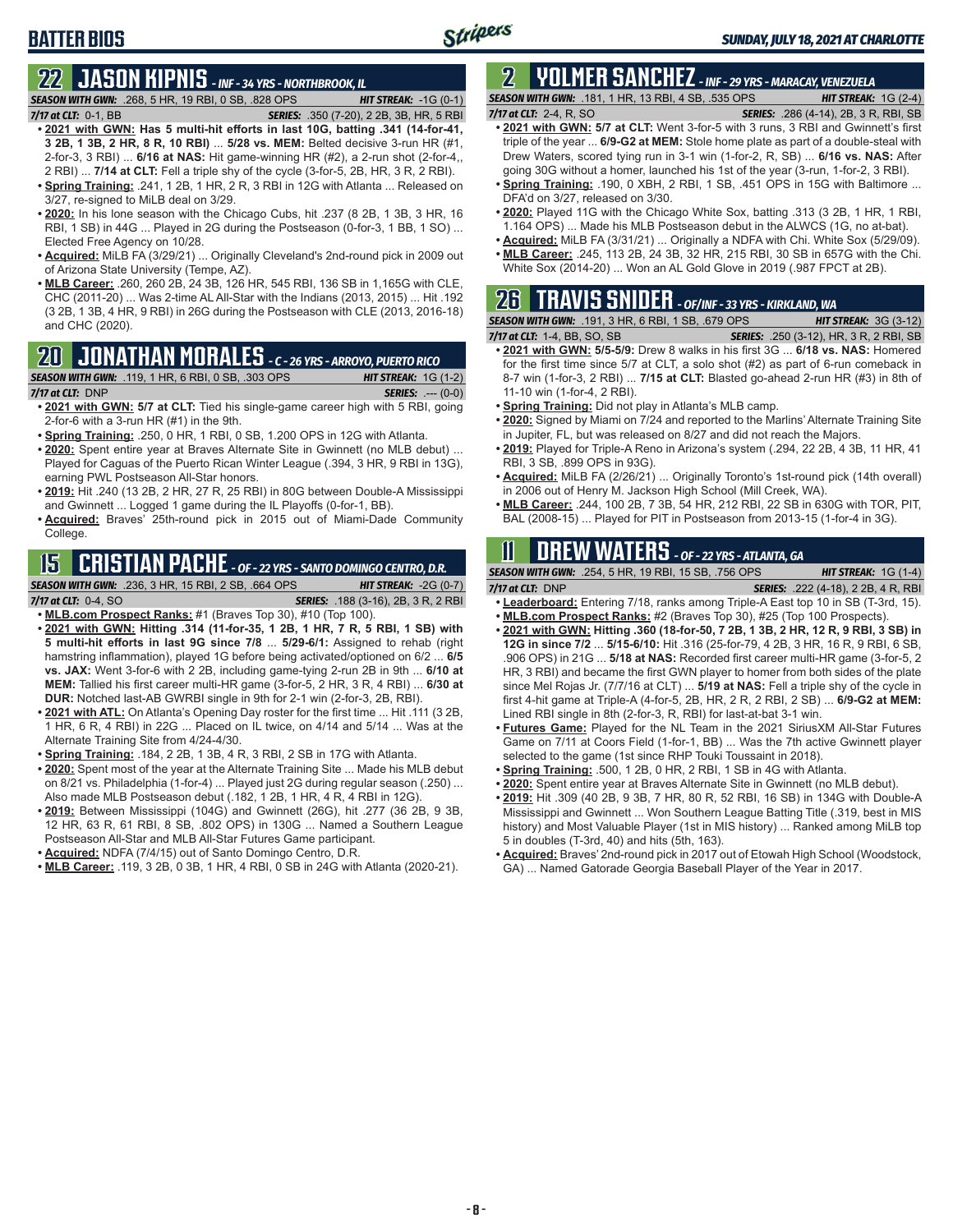# BATTER BIOS

## 22 JASON KIPNIS - INF - 34 YRS - NORTHBROOK, IL

***SEASON WITH GWN:*** .268, 5 HR, 19 RBI, 0 SB, .828 OPS ***HIT STREAK:*** -1G (0-1)
***7/17 at CLT:*** 0-1, BB ***SERIES:*** .350 (7-20), 2 2B, 3B, HR, 5 RBI

- **2021 with GWN: Has 5 multi-hit efforts in last 10G, batting .341 (14-for-41, 3 2B, 1 3B, 2 HR, 8 R, 10 RBI)** ... **5/28 vs. MEM:** Belted decisive 3-run HR (#1, 2-for-3, 3 RBI) ... **6/16 at NAS:** Hit game-winning HR (#2), a 2-run shot (2-for-4,, 2 RBI) ... **7/14 at CLT:** Fell a triple shy of the cycle (3-for-5, 2B, HR, 3 R, 2 RBI).
- **Spring Training:** .241, 1 2B, 1 HR, 2 R, 3 RBI in 12G with Atlanta ... Released on 3/27, re-signed to MiLB deal on 3/29.
- **2020:** In his lone season with the Chicago Cubs, hit .237 (8 2B, 1 3B, 3 HR, 16 RBI, 1 SB) in 44G ... Played in 2G during the Postseason (0-for-3, 1 BB, 1 SO) ... Elected Free Agency on 10/28.
- **Acquired:** MiLB FA (3/29/21) ... Originally Cleveland's 2nd-round pick in 2009 out of Arizona State University (Tempe, AZ).
- **MLB Career:** .260, 260 2B, 24 3B, 126 HR, 545 RBI, 136 SB in 1,165G with CLE, CHC (2011-20) ... Was 2-time AL All-Star with the Indians (2013, 2015) ... Hit .192 (3 2B, 1 3B, 4 HR, 9 RBI) in 26G during the Postseason with CLE (2013, 2016-18) and CHC (2020).

## 20 JONATHAN MORALES - C - 26 YRS - ARROYO, PUERTO RICO

***SEASON WITH GWN:*** .119, 1 HR, 6 RBI, 0 SB, .303 OPS ***HIT STREAK:*** 1G (1-2)
***7/17 at CLT:*** DNP ***SERIES:*** .--- (0-0)

- **2021 with GWN: 5/7 at CLT:** Tied his single-game career high with 5 RBI, going 2-for-6 with a 3-run HR (#1) in the 9th.
- **Spring Training:** .250, 0 HR, 1 RBI, 0 SB, 1.200 OPS in 12G with Atlanta.
- **2020:** Spent entire year at Braves Alternate Site in Gwinnett (no MLB debut) ... Played for Caguas of the Puerto Rican Winter League (.394, 3 HR, 9 RBI in 13G), earning PWL Postseason All-Star honors.
- **2019:** Hit .240 (13 2B, 2 HR, 27 R, 25 RBI) in 80G between Double-A Mississippi and Gwinnett ... Logged 1 game during the IL Playoffs (0-for-1, BB).
- **Acquired:** Braves' 25th-round pick in 2015 out of Miami-Dade Community College.

## 15 CRISTIAN PACHE - OF - 22 YRS - SANTO DOMINGO CENTRO, D.R.

***SEASON WITH GWN:*** .236, 3 HR, 15 RBI, 2 SB, .664 OPS ***HIT STREAK:*** -2G (0-7)
***7/17 at CLT:*** 0-4, SO ***SERIES:*** .188 (3-16), 2B, 3 R, 2 RBI

- **MLB.com Prospect Ranks:** #1 (Braves Top 30), #10 (Top 100).
- **2021 with GWN: Hitting .314 (11-for-35, 1 2B, 1 HR, 7 R, 5 RBI, 1 SB) with 5 multi-hit efforts in last 9G since 7/8** ... **5/29-6/1:** Assigned to rehab (right hamstring inflammation), played 1G before being activated/optioned on 6/2 ... **6/5 vs. JAX:** Went 3-for-6 with 2 2B, including game-tying 2-run 2B in 9th ... **6/10 at MEM:** Tallied his first career multi-HR game (3-for-5, 2 HR, 3 R, 4 RBI) ... **6/30 at DUR:** Notched last-AB GWRBI single in 9th for 2-1 win (2-for-3, 2B, RBI).
- **2021 with ATL:** On Atlanta's Opening Day roster for the first time ... Hit .111 (3 2B, 1 HR, 6 R, 4 RBI) in 22G ... Placed on IL twice, on 4/14 and 5/14 ... Was at the Alternate Training Site from 4/24-4/30.
- **Spring Training:** .184, 2 2B, 1 3B, 4 R, 3 RBI, 2 SB in 17G with Atlanta.
- **2020:** Spent most of the year at the Alternate Training Site ... Made his MLB debut on 8/21 vs. Philadelphia (1-for-4) ... Played just 2G during regular season (.250) ... Also made MLB Postseason debut (.182, 1 2B, 1 HR, 4 R, 4 RBI in 12G).
- **2019:** Between Mississippi (104G) and Gwinnett (26G), hit .277 (36 2B, 9 3B, 12 HR, 63 R, 61 RBI, 8 SB, .802 OPS) in 130G ... Named a Southern League Postseason All-Star and MLB All-Star Futures Game participant.
- **Acquired:** NDFA (7/4/15) out of Santo Domingo Centro, D.R.
- **MLB Career:** .119, 3 2B, 0 3B, 1 HR, 4 RBI, 0 SB in 24G with Atlanta (2020-21).

## 2 YOLMER SANCHEZ - INF - 29 YRS - MARACAY, VENEZUELA

***SEASON WITH GWN:*** .181, 1 HR, 13 RBI, 4 SB, .535 OPS ***HIT STREAK:*** 1G (2-4)
***7/17 at CLT:*** 2-4, R, SO ***SERIES:*** .286 (4-14), 2B, 3 R, RBI, SB

- **2021 with GWN: 5/7 at CLT:** Went 3-for-5 with 3 runs, 3 RBI and Gwinnett's first triple of the year ... **6/9-G2 at MEM:** Stole home plate as part of a double-steal with Drew Waters, scored tying run in 3-1 win (1-for-2, R, SB) ... **6/16 vs. NAS:** After going 30G without a homer, launched his 1st of the year (3-run, 1-for-2, 3 RBI).
- **Spring Training:** .190, 0 XBH, 2 RBI, 1 SB, .451 OPS in 15G with Baltimore ... DFA'd on 3/27, released on 3/30.
- **2020:** Played 11G with the Chicago White Sox, batting .313 (3 2B, 1 HR, 1 RBI, 1.164 OPS) ... Made his MLB Postseason debut in the ALWCS (1G, no at-bat).
- **Acquired:** MiLB FA (3/31/21) ... Originally a NDFA with Chi. White Sox (5/29/09).
- **MLB Career:** .245, 113 2B, 24 3B, 32 HR, 215 RBI, 30 SB in 657G with the Chi. White Sox (2014-20) ... Won an AL Gold Glove in 2019 (.987 FPCT at 2B).

## 26 TRAVIS SNIDER - OF/INF - 33 YRS - KIRKLAND, WA

***SEASON WITH GWN:*** .191, 3 HR, 6 RBI, 1 SB, .679 OPS ***HIT STREAK:*** 3G (3-12)
***7/17 at CLT:*** 1-4, BB, SO, SB ***SERIES:*** .250 (3-12), HR, 3 R, 2 RBI, SB

- **2021 with GWN: 5/5-5/9:** Drew 8 walks in his first 3G ... **6/18 vs. NAS:** Homered for the first time since 5/7 at CLT, a solo shot (#2) as part of 6-run comeback in 8-7 win (1-for-3, 2 RBI) ... **7/15 at CLT:** Blasted go-ahead 2-run HR (#3) in 8th of 11-10 win (1-for-4, 2 RBI).
- **Spring Training:** Did not play in Atlanta's MLB camp.
- **2020:** Signed by Miami on 7/24 and reported to the Marlins' Alternate Training Site in Jupiter, FL, but was released on 8/27 and did not reach the Majors.
- **2019:** Played for Triple-A Reno in Arizona's system (.294, 22 2B, 4 3B, 11 HR, 41 RBI, 3 SB, .899 OPS in 93G).
- **Acquired:** MiLB FA (2/26/21) ... Originally Toronto's 1st-round pick (14th overall) in 2006 out of Henry M. Jackson High School (Mill Creek, WA).
- **MLB Career:** .244, 100 2B, 7 3B, 54 HR, 212 RBI, 22 SB in 630G with TOR, PIT, BAL (2008-15) ... Played for PIT in Postseason from 2013-15 (1-for-4 in 3G).

## 11 DREW WATERS - OF - 22 YRS - ATLANTA, GA

***SEASON WITH GWN:*** .254, 5 HR, 19 RBI, 15 SB, .756 OPS ***HIT STREAK:*** 1G (1-4)
***7/17 at CLT:*** DNP ***SERIES:*** .222 (4-18), 2 2B, 4 R, RBI

- **Leaderboard:** Entering 7/18, ranks among Triple-A East top 10 in SB (T-3rd, 15).
- **MLB.com Prospect Ranks:** #2 (Braves Top 30), #25 (Top 100 Prospects).
- **2021 with GWN: Hitting .360 (18-for-50, 7 2B, 1 3B, 2 HR, 12 R, 9 RBI, 3 SB) in 12G in since 7/2** ... **5/15-6/10:** Hit .316 (25-for-79, 4 2B, 3 HR, 16 R, 9 RBI, 6 SB, .906 OPS) in 21G ... **5/18 at NAS:** Recorded first career multi-HR game (3-for-5, 2 HR, 3 RBI) and became the first GWN player to homer from both sides of the plate since Mel Rojas Jr. (7/7/16 at CLT) ... **5/19 at NAS:** Fell a triple shy of the cycle in first 4-hit game at Triple-A (4-for-5, 2B, HR, 2 R, 2 RBI, 2 SB) ... **6/9-G2 at MEM:** Lined RBI single in 8th (2-for-3, R, RBI) for last-at-bat 3-1 win.
- **Futures Game:** Played for the NL Team in the 2021 SiriusXM All-Star Futures Game on 7/11 at Coors Field (1-for-1, BB) ... Was the 7th active Gwinnett player selected to the game (1st since RHP Touki Toussaint in 2018).
- **Spring Training:** .500, 1 2B, 0 HR, 2 RBI, 1 SB in 4G with Atlanta.
- **2020:** Spent entire year at Braves Alternate Site in Gwinnett (no MLB debut).
- **2019:** Hit .309 (40 2B, 9 3B, 7 HR, 80 R, 52 RBI, 16 SB) in 134G with Double-A Mississippi and Gwinnett ... Won Southern League Batting Title (.319, best in MIS history) and Most Valuable Player (1st in MIS history) ... Ranked among MiLB top 5 in doubles (T-3rd, 40) and hits (5th, 163).
- **Acquired:** Braves' 2nd-round pick in 2017 out of Etowah High School (Woodstock, GA) ... Named Gatorade Georgia Baseball Player of the Year in 2017.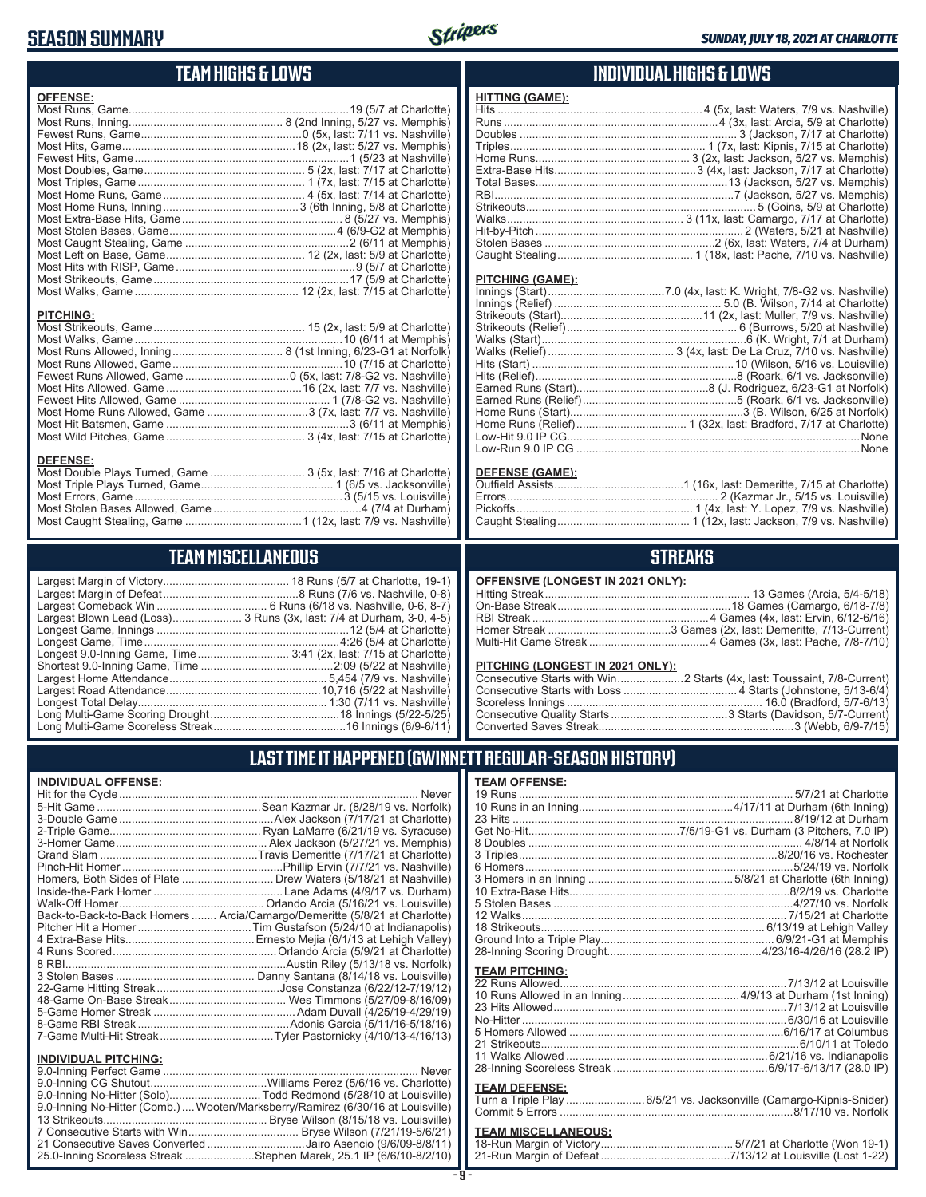# SEASON SUMMARY

SUNDAY, JULY 18, 2021 AT CHARLOTTE

## TEAM HIGHS & LOWS

**OFFENSE:**

| | |
|---|---|
| Most Runs, Game | 19 (5/7 at Charlotte) |
| Most Runs, Inning | 8 (2nd Inning, 5/27 vs. Memphis) |
| Fewest Runs, Game | 0 (5x, last: 7/11 vs. Nashville) |
| Most Hits, Game | 18 (2x, last: 5/27 vs. Memphis) |
| Fewest Hits, Game | 1 (5/23 at Nashville) |
| Most Doubles, Game | 5 (2x, last: 7/17 at Charlotte) |
| Most Triples, Game | 1 (7x, last: 7/15 at Charlotte) |
| Most Home Runs, Game | 4 (5x, last: 7/14 at Charlotte) |
| Most Home Runs, Inning | 3 (6th Inning, 5/8 at Charlotte) |
| Most Extra-Base Hits, Game | 8 (5/27 vs. Memphis) |
| Most Stolen Bases, Game | 4 (6/9-G2 at Memphis) |
| Most Caught Stealing, Game | 2 (6/11 at Memphis) |
| Most Left on Base, Game | 12 (2x, last: 5/9 at Charlotte) |
| Most Hits with RISP, Game | 9 (5/7 at Charlotte) |
| Most Strikeouts, Game | 17 (5/9 at Charlotte) |
| Most Walks, Game | 12 (2x, last: 7/15 at Charlotte) |

**PITCHING:**

| | |
|---|---|
| Most Strikeouts, Game | 15 (2x, last: 5/9 at Charlotte) |
| Most Walks, Game | 10 (6/11 at Memphis) |
| Most Runs Allowed, Inning | 8 (1st Inning, 6/23-G1 at Norfolk) |
| Most Runs Allowed, Game | 10 (7/15 at Charlotte) |
| Fewest Runs Allowed, Game | 0 (5x, last: 7/8-G2 vs. Nashville) |
| Most Hits Allowed, Game | 16 (2x, last: 7/7 vs. Nashville) |
| Fewest Hits Allowed, Game | 1 (7/8-G2 vs. Nashville) |
| Most Home Runs Allowed, Game | 3 (7x, last: 7/7 vs. Nashville) |
| Most Hit Batsmen, Game | 3 (6/11 at Memphis) |
| Most Wild Pitches, Game | 3 (4x, last: 7/15 at Charlotte) |

**DEFENSE:**

| | |
|---|---|
| Most Double Plays Turned, Game | 3 (5x, last: 7/16 at Charlotte) |
| Most Triple Plays Turned, Game | 1 (6/5 vs. Jacksonville) |
| Most Errors, Game | 3 (5/15 vs. Louisville) |
| Most Stolen Bases Allowed, Game | 4 (7/4 at Durham) |
| Most Caught Stealing, Game | 1 (12x, last: 7/9 vs. Nashville) |

## INDIVIDUAL HIGHS & LOWS

**HITTING (GAME):**

| | |
|---|---|
| Hits | 4 (5x, last: Waters, 7/9 vs. Nashville) |
| Runs | 4 (3x, last: Arcia, 5/9 at Charlotte) |
| Doubles | 3 (Jackson, 7/17 at Charlotte) |
| Triples | 1 (7x, last: Kipnis, 7/15 at Charlotte) |
| Home Runs | 3 (2x, last: Jackson, 5/27 vs. Memphis) |
| Extra-Base Hits | 3 (4x, last: Jackson, 7/17 at Charlotte) |
| Total Bases | 13 (Jackson, 5/27 vs. Memphis) |
| RBI | 7 (Jackson, 5/27 vs. Memphis) |
| Strikeouts | 5 (Goins, 5/9 at Charlotte) |
| Walks | 3 (11x, last: Camargo, 7/17 at Charlotte) |
| Hit-by-Pitch | 2 (Waters, 5/21 at Nashville) |
| Stolen Bases | 2 (6x, last: Waters, 7/4 at Durham) |
| Caught Stealing | 1 (18x, last: Pache, 7/10 vs. Nashville) |

**PITCHING (GAME):**

| | |
|---|---|
| Innings (Start) | 7.0 (4x, last: K. Wright, 7/8-G2 vs. Nashville) |
| Innings (Relief) | 5.0 (B. Wilson, 7/14 at Charlotte) |
| Strikeouts (Start) | 11 (2x, last: Muller, 7/9 vs. Nashville) |
| Strikeouts (Relief) | 6 (Burrows, 5/20 at Nashville) |
| Walks (Start) | 6 (K. Wright, 7/1 at Durham) |
| Walks (Relief) | 3 (4x, last: De La Cruz, 7/10 vs. Nashville) |
| Hits (Start) | 10 (Wilson, 5/16 vs. Louisville) |
| Hits (Relief) | 8 (Roark, 6/1 vs. Jacksonville) |
| Earned Runs (Start) | 8 (J. Rodriguez, 6/23-G1 at Norfolk) |
| Earned Runs (Relief) | 5 (Roark, 6/1 vs. Jacksonville) |
| Home Runs (Start) | 3 (B. Wilson, 6/25 at Norfolk) |
| Home Runs (Relief) | 1 (32x, last: Bradford, 7/17 at Charlotte) |
| Low-Hit 9.0 IP CG | None |
| Low-Run 9.0 IP CG | None |

**DEFENSE (GAME):**

| | |
|---|---|
| Outfield Assists | 1 (16x, last: Demeritte, 7/15 at Charlotte) |
| Errors | 2 (Kazmar Jr., 5/15 vs. Louisville) |
| Pickoffs | 1 (4x, last: Y. Lopez, 7/9 vs. Nashville) |
| Caught Stealing | 1 (12x, last: Jackson, 7/9 vs. Nashville) |

## TEAM MISCELLANEOUS

| | |
|---|---|
| Largest Margin of Victory | 18 Runs (5/7 at Charlotte, 19-1) |
| Largest Margin of Defeat | 8 Runs (7/6 vs. Nashville, 0-8) |
| Largest Comeback Win | 6 Runs (6/18 vs. Nashville, 0-6, 8-7) |
| Largest Blown Lead (Loss) | 3 Runs (3x, last: 7/4 at Durham, 3-0, 4-5) |
| Longest Game, Innings | 12 (5/4 at Charlotte) |
| Longest Game, Time | 4:26 (5/4 at Charlotte) |
| Longest 9.0-Inning Game, Time | 3:41 (2x, last: 7/15 at Charlotte) |
| Shortest 9.0-Inning Game, Time | 2:09 (5/22 at Nashville) |
| Largest Home Attendance | 5,454 (7/9 vs. Nashville) |
| Largest Road Attendance | 10,716 (5/22 at Nashville) |
| Longest Total Delay | 1:30 (7/11 vs. Nashville) |
| Long Multi-Game Scoring Drought | 18 Innings (5/22-5/25) |
| Long Multi-Game Scoreless Streak | 16 Innings (6/9-6/11) |

## STREAKS

**OFFENSIVE (LONGEST IN 2021 ONLY):**

| | |
|---|---|
| Hitting Streak | 13 Games (Arcia, 5/4-5/18) |
| On-Base Streak | 18 Games (Camargo, 6/18-7/8) |
| RBI Streak | 4 Games (4x, last: Ervin, 6/12-6/16) |
| Homer Streak | 3 Games (2x, last: Demeritte, 7/13-Current) |
| Multi-Hit Game Streak | 4 Games (3x, last: Pache, 7/8-7/10) |

**PITCHING (LONGEST IN 2021 ONLY):**

| | |
|---|---|
| Consecutive Starts with Win | 2 Starts (4x, last: Toussaint, 7/8-Current) |
| Consecutive Starts with Loss | 4 Starts (Johnstone, 5/13-6/4) |
| Scoreless Innings | 16.0 (Bradford, 5/7-6/13) |
| Consecutive Quality Starts | 3 Starts (Davidson, 5/7-Current) |
| Converted Saves Streak | 3 (Webb, 6/9-7/15) |

## LAST TIME IT HAPPENED (GWINNETT REGULAR-SEASON HISTORY)

**INDIVIDUAL OFFENSE:**

| | |
|---|---|
| Hit for the Cycle | Never |
| 5-Hit Game | Sean Kazmar Jr. (8/28/19 vs. Norfolk) |
| 3-Double Game | Alex Jackson (7/17/21 at Charlotte) |
| 2-Triple Game | Ryan LaMarre (6/21/19 vs. Syracuse) |
| 3-Homer Game | Alex Jackson (5/27/21 vs. Memphis) |
| Grand Slam | Travis Demeritte (7/17/21 at Charlotte) |
| Pinch-Hit Homer | Phillip Ervin (7/7/21 vs. Nashville) |
| Homers, Both Sides of Plate | Drew Waters (5/18/21 at Nashville) |
| Inside-the-Park Homer | Lane Adams (4/9/17 vs. Durham) |
| Walk-Off Homer | Orlando Arcia (5/16/21 vs. Louisville) |
| Back-to-Back-to-Back Homers | Arcia/Camargo/Demeritte (5/8/21 at Charlotte) |
| Pitcher Hit a Homer | Tim Gustafson (5/24/10 at Indianapolis) |
| 4 Extra-Base Hits | Ernesto Mejia (6/1/13 at Lehigh Valley) |
| 4 Runs Scored | Orlando Arcia (5/9/21 at Charlotte) |
| 8 RBI | Austin Riley (5/13/18 vs. Norfolk) |
| 3 Stolen Bases | Danny Santana (8/14/18 vs. Louisville) |
| 22-Game Hitting Streak | Jose Constanza (6/22/12-7/19/12) |
| 48-Game On-Base Streak | Wes Timmons (5/27/09-8/16/09) |
| 5-Game Homer Streak | Adam Duvall (4/25/19-4/29/19) |
| 8-Game RBI Streak | Adonis Garcia (5/11/16-5/18/16) |
| 7-Game Multi-Hit Streak | Tyler Pastornicky (4/10/13-4/16/13) |

**INDIVIDUAL PITCHING:**

| | |
|---|---|
| 9.0-Inning Perfect Game | Never |
| 9.0-Inning CG Shutout | Williams Perez (5/6/16 vs. Charlotte) |
| 9.0-Inning No-Hitter (Solo) | Todd Redmond (5/28/10 at Louisville) |
| 9.0-Inning No-Hitter (Comb.) | Wooten/Marksberry/Ramirez (6/30/16 at Louisville) |
| 13 Strikeouts | Bryse Wilson (8/15/18 vs. Louisville) |
| 7 Consecutive Starts with Win | Bryse Wilson (7/21/19-5/6/21) |
| 21 Consecutive Saves Converted | Jairo Asencio (9/6/09-8/8/11) |
| 25.0-Inning Scoreless Streak | Stephen Marek, 25.1 IP (6/6/10-8/2/10) |

**TEAM OFFENSE:**

| | |
|---|---|
| 19 Runs | 5/7/21 at Charlotte |
| 10 Runs in an Inning | 4/17/11 at Durham (6th Inning) |
| 23 Hits | 8/19/12 at Durham |
| Get No-Hit | 7/5/19-G1 vs. Durham (3 Pitchers, 7.0 IP) |
| 8 Doubles | 4/8/14 at Norfolk |
| 3 Triples | 8/20/16 vs. Rochester |
| 6 Homers | 5/24/19 vs. Norfolk |
| 3 Homers in an Inning | 5/8/21 at Charlotte (6th Inning) |
| 10 Extra-Base Hits | 8/2/19 vs. Charlotte |
| 5 Stolen Bases | 4/27/10 vs. Norfolk |
| 12 Walks | 7/15/21 at Charlotte |
| 18 Strikeouts | 6/13/19 at Lehigh Valley |
| Ground Into a Triple Play | 6/9/21-G1 at Memphis |
| 28-Inning Scoring Drought | 4/23/16-4/26/16 (28.2 IP) |

**TEAM PITCHING:**

| | |
|---|---|
| 22 Runs Allowed | 7/13/12 at Louisville |
| 10 Runs Allowed in an Inning | 4/9/13 at Durham (1st Inning) |
| 23 Hits Allowed | 7/13/12 at Louisville |
| No-Hitter | 6/30/16 at Louisville |
| 5 Homers Allowed | 6/16/17 at Columbus |
| 21 Strikeouts | 6/10/11 at Toledo |
| 11 Walks Allowed | 6/21/16 vs. Indianapolis |
| 28-Inning Scoreless Streak | 6/9/17-6/13/17 (28.0 IP) |

**TEAM DEFENSE:**

| | |
|---|---|
| Turn a Triple Play | 6/5/21 vs. Jacksonville (Camargo-Kipnis-Snider) |
| Commit 5 Errors | 8/17/10 vs. Norfolk |

**TEAM MISCELLANEOUS:**

| | |
|---|---|
| 18-Run Margin of Victory | 5/7/21 at Charlotte (Won 19-1) |
| 21-Run Margin of Defeat | 7/13/12 at Louisville (Lost 1-22) |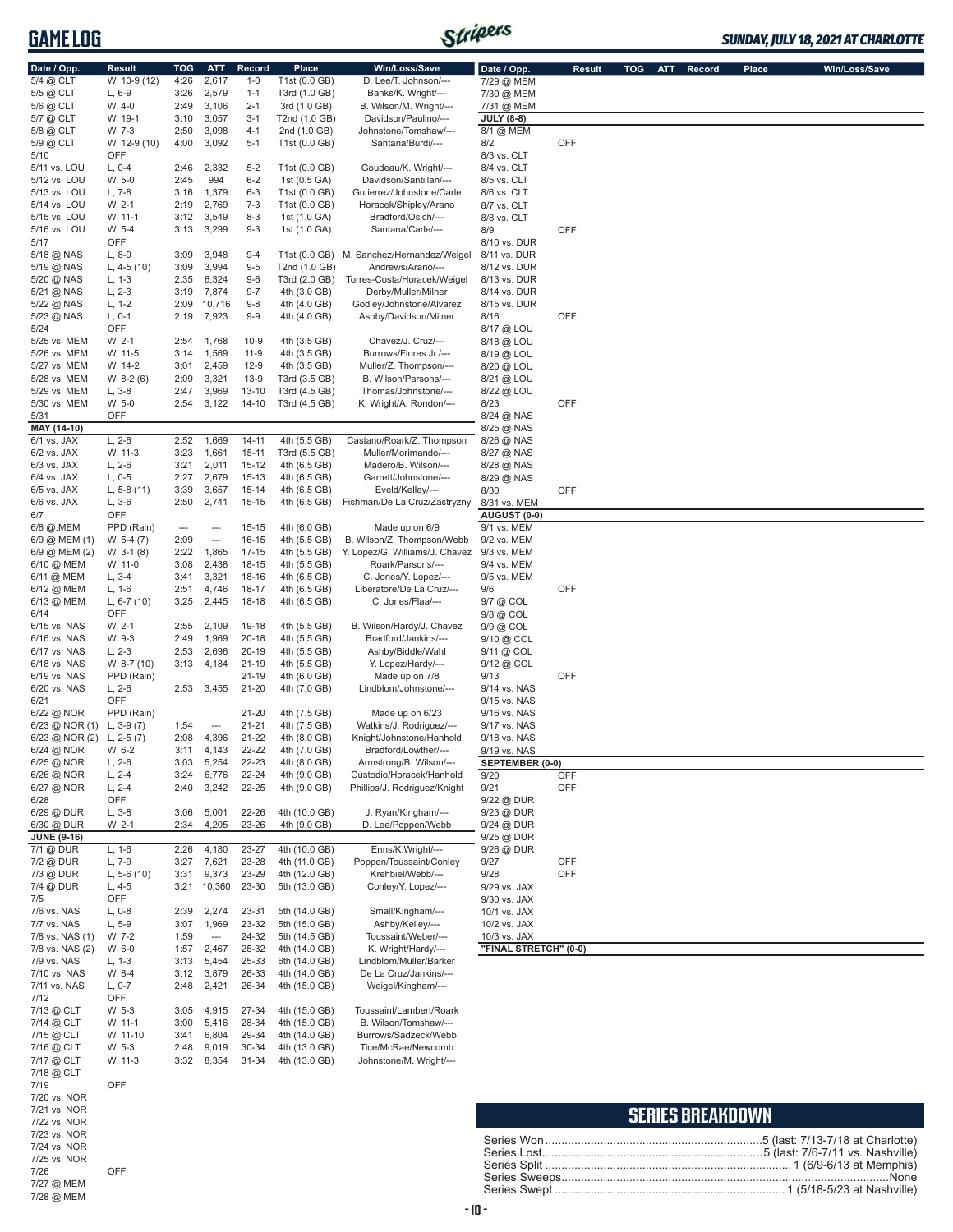# GAME LOG

| Date / Opp. | Result | TOG | ATT | Record | Place | Win/Loss/Save |
|---|---|---|---|---|---|---|
| 5/4 @ CLT | W, 10-9 (12) | 4:26 | 2,617 | 1-0 | T1st (0.0 GB) | D. Lee/T. Johnson/--- |
| 5/5 @ CLT | L, 6-9 | 3:26 | 2,579 | 1-1 | T3rd (1.0 GB) | Banks/K. Wright/--- |
| 5/6 @ CLT | W, 4-0 | 2:49 | 3,106 | 2-1 | 3rd (1.0 GB) | B. Wilson/M. Wright/--- |
| 5/7 @ CLT | W, 19-1 | 3:10 | 3,057 | 3-1 | T2nd (1.0 GB) | Davidson/Paulino/--- |
| 5/8 @ CLT | W, 7-3 | 2:50 | 3,098 | 4-1 | 2nd (1.0 GB) | Johnstone/Tomshaw/--- |
| 5/9 @ CLT | W, 12-9 (10) | 4:00 | 3,092 | 5-1 | T1st (0.0 GB) | Santana/Burdi/--- |
| 5/10 | OFF | | | | | |
| 5/11 vs. LOU | L, 0-4 | 2:46 | 2,332 | 5-2 | T1st (0.0 GB) | Goudeau/K. Wright/--- |
| 5/12 vs. LOU | W, 5-0 | 2:45 | 994 | 6-2 | 1st (0.5 GA) | Davidson/Santillan/--- |
| 5/13 vs. LOU | L, 7-8 | 3:16 | 1,379 | 6-3 | T1st (0.0 GB) | Gutierrez/Johnstone/Carle |
| 5/14 vs. LOU | W, 2-1 | 2:19 | 2,769 | 7-3 | T1st (0.0 GB) | Horacek/Shipley/Arano |
| 5/15 vs. LOU | W, 11-1 | 3:12 | 3,549 | 8-3 | 1st (1.0 GA) | Bradford/Osich/--- |
| 5/16 vs. LOU | W, 5-4 | 3:13 | 3,299 | 9-3 | 1st (1.0 GA) | Santana/Carle/--- |
| 5/17 | OFF | | | | | |
| 5/18 @ NAS | L, 8-9 | 3:09 | 3,948 | 9-4 | T1st (0.0 GB) | M. Sanchez/Hernandez/Weigel |
| 5/19 @ NAS | L, 4-5 (10) | 3:09 | 3,994 | 9-5 | T2nd (1.0 GB) | Andrews/Arano/--- |
| 5/20 @ NAS | L, 1-3 | 2:35 | 6,324 | 9-6 | T3rd (2.0 GB) | Torres-Costa/Horacek/Weigel |
| 5/21 @ NAS | L, 2-3 | 3:19 | 7,874 | 9-7 | 4th (3.0 GB) | Derby/Muller/Milner |
| 5/22 @ NAS | L, 1-2 | 2:09 | 10,716 | 9-8 | 4th (4.0 GB) | Godley/Johnstone/Alvarez |
| 5/23 @ NAS | L, 0-1 | 2:19 | 7,923 | 9-9 | 4th (4.0 GB) | Ashby/Davidson/Milner |
| 5/24 | OFF | | | | | |
| 5/25 vs. MEM | W, 2-1 | 2:54 | 1,768 | 10-9 | 4th (3.5 GB) | Chavez/J. Cruz/--- |
| 5/26 vs. MEM | W, 11-5 | 3:14 | 1,569 | 11-9 | 4th (3.5 GB) | Burrows/Flores Jr./--- |
| 5/27 vs. MEM | W, 14-2 | 3:01 | 2,459 | 12-9 | 4th (3.5 GB) | Muller/Z. Thompson/--- |
| 5/28 vs. MEM | W, 8-2 (6) | 2:09 | 3,321 | 13-9 | T3rd (3.5 GB) | B. Wilson/Parsons/--- |
| 5/29 vs. MEM | L, 3-8 | 2:47 | 3,969 | 13-10 | T3rd (4.5 GB) | Thomas/Johnstone/--- |
| 5/30 vs. MEM | W, 5-0 | 2:54 | 3,122 | 14-10 | T3rd (4.5 GB) | K. Wright/A. Rondon/--- |
| 5/31 | OFF | | | | | |
| **MAY (14-10)** | | | | | | |
| 6/1 vs. JAX | L, 2-6 | 2:52 | 1,669 | 14-11 | 4th (5.5 GB) | Castano/Roark/Z. Thompson |
| 6/2 vs. JAX | W, 11-3 | 3:23 | 1,661 | 15-11 | T3rd (5.5 GB) | Muller/Morimando/--- |
| 6/3 vs. JAX | L, 2-6 | 3:21 | 2,011 | 15-12 | 4th (6.5 GB) | Madero/B. Wilson/--- |
| 6/4 vs. JAX | L, 0-5 | 2:27 | 2,679 | 15-13 | 4th (6.5 GB) | Garrett/Johnstone/--- |
| 6/5 vs. JAX | L, 5-8 (11) | 3:39 | 3,657 | 15-14 | 4th (6.5 GB) | Eveld/Kelley/--- |
| 6/6 vs. JAX | L, 3-6 | 2:50 | 2,741 | 15-15 | 4th (6.5 GB) | Fishman/De La Cruz/Zastryzny |
| 6/7 | OFF | | | | | |
| 6/8 @ MEM | PPD (Rain) | --- | --- | 15-15 | 4th (6.0 GB) | Made up on 6/9 |
| 6/9 @ MEM (1) | W, 5-4 (7) | 2:09 | --- | 16-15 | 4th (5.5 GB) | B. Wilson/Z. Thompson/Webb |
| 6/9 @ MEM (2) | W, 3-1 (8) | 2:22 | 1,865 | 17-15 | 4th (5.5 GB) | Y. Lopez/G. Williams/J. Chavez |
| 6/10 @ MEM | W, 11-0 | 3:08 | 2,438 | 18-15 | 4th (5.5 GB) | Roark/Parsons/--- |
| 6/11 @ MEM | L, 3-4 | 3:41 | 3,321 | 18-16 | 4th (6.5 GB) | C. Jones/Y. Lopez/--- |
| 6/12 @ MEM | L, 1-6 | 2:51 | 4,746 | 18-17 | 4th (6.5 GB) | Liberatore/De La Cruz/--- |
| 6/13 @ MEM | L, 6-7 (10) | 3:25 | 2,445 | 18-18 | 4th (6.5 GB) | C. Jones/Flaa/--- |
| 6/14 | OFF | | | | | |
| 6/15 vs. NAS | W, 2-1 | 2:55 | 2,109 | 19-18 | 4th (5.5 GB) | B. Wilson/Hardy/J. Chavez |
| 6/16 vs. NAS | W, 9-3 | 2:49 | 1,969 | 20-18 | 4th (5.5 GB) | Bradford/Jankins/--- |
| 6/17 vs. NAS | L, 2-3 | 2:53 | 2,696 | 20-19 | 4th (5.5 GB) | Ashby/Biddle/Wahl |
| 6/18 vs. NAS | W, 8-7 (10) | 3:13 | 4,184 | 21-19 | 4th (5.5 GB) | Y. Lopez/Hardy/--- |
| 6/19 vs. NAS | PPD (Rain) | | | 21-19 | 4th (6.0 GB) | Made up on 7/8 |
| 6/20 vs. NAS | L, 2-6 | 2:53 | 3,455 | 21-20 | 4th (7.0 GB) | Lindblom/Johnstone/--- |
| 6/21 | OFF | | | | | |
| 6/22 @ NOR | PPD (Rain) | | | 21-20 | 4th (7.5 GB) | Made up on 6/23 |
| 6/23 @ NOR (1) | L, 3-9 (7) | 1:54 | --- | 21-21 | 4th (7.5 GB) | Watkins/J. Rodriguez/--- |
| 6/23 @ NOR (2) | L, 2-5 (7) | 2:08 | 4,396 | 21-22 | 4th (8.0 GB) | Knight/Johnstone/Hanhold |
| 6/24 @ NOR | W, 6-2 | 3:11 | 4,143 | 22-22 | 4th (7.0 GB) | Bradford/Lowther/--- |
| 6/25 @ NOR | L, 2-6 | 3:03 | 5,254 | 22-23 | 4th (8.0 GB) | Armstrong/B. Wilson/--- |
| 6/26 @ NOR | L, 2-4 | 3:24 | 6,776 | 22-24 | 4th (9.0 GB) | Custodio/Horacek/Hanhold |
| 6/27 @ NOR | L, 2-4 | 2:40 | 3,242 | 22-25 | 4th (9.0 GB) | Phillips/J. Rodriguez/Knight |
| 6/28 | OFF | | | | | |
| 6/29 @ DUR | L, 3-8 | 3:06 | 5,001 | 22-26 | 4th (10.0 GB) | J. Ryan/Kingham/--- |
| 6/30 @ DUR | W, 2-1 | 2:34 | 4,205 | 23-26 | 4th (9.0 GB) | D. Lee/Poppen/Webb |
| **JUNE (9-16)** | | | | | | |
| 7/1 @ DUR | L, 1-6 | 2:26 | 4,180 | 23-27 | 4th (10.0 GB) | Enns/K.Wright/--- |
| 7/2 @ DUR | L, 7-9 | 3:27 | 7,621 | 23-28 | 4th (11.0 GB) | Poppen/Toussaint/Conley |
| 7/3 @ DUR | L, 5-6 (10) | 3:31 | 9,373 | 23-29 | 4th (12.0 GB) | Krehbiel/Webb/--- |
| 7/4 @ DUR | L, 4-5 | 3:21 | 10,360 | 23-30 | 5th (13.0 GB) | Conley/Y. Lopez/--- |
| 7/5 | OFF | | | | | |
| 7/6 vs. NAS | L, 0-8 | 2:39 | 2,274 | 23-31 | 5th (14.0 GB) | Small/Kingham/--- |
| 7/7 vs. NAS | L, 5-9 | 3:07 | 1,969 | 23-32 | 5th (15.0 GB) | Ashby/Kelley/--- |
| 7/8 vs. NAS (1) | W, 7-2 | 1:59 | --- | 24-32 | 5th (14.5 GB) | Toussaint/Weber/--- |
| 7/8 vs. NAS (2) | W, 6-0 | 1:57 | 2,467 | 25-32 | 4th (14.0 GB) | K. Wright/Hardy/--- |
| 7/9 vs. NAS | L, 1-3 | 3:13 | 5,454 | 25-33 | 6th (14.0 GB) | Lindblom/Muller/Barker |
| 7/10 vs. NAS | W, 8-4 | 3:12 | 3,879 | 26-33 | 4th (14.0 GB) | De La Cruz/Jankins/--- |
| 7/11 vs. NAS | L, 0-7 | 2:48 | 2,421 | 26-34 | 4th (15.0 GB) | Weigel/Kingham/--- |
| 7/12 | OFF | | | | | |
| 7/13 @ CLT | W, 5-3 | 3:05 | 4,915 | 27-34 | 4th (15.0 GB) | Toussaint/Lambert/Roark |
| 7/14 @ CLT | W, 11-1 | 3:00 | 5,416 | 28-34 | 4th (15.0 GB) | B. Wilson/Tomshaw/--- |
| 7/15 @ CLT | W, 11-10 | 3:41 | 6,804 | 29-34 | 4th (14.0 GB) | Burrows/Sadzeck/Webb |
| 7/16 @ CLT | W, 5-3 | 2:48 | 9,019 | 30-34 | 4th (13.0 GB) | Tice/McRae/Newcomb |
| 7/17 @ CLT | W, 11-3 | 3:32 | 8,354 | 31-34 | 4th (13.0 GB) | Johnstone/M. Wright/--- |
| 7/18 @ CLT | | | | | | |
| 7/19 | OFF | | | | | |
| 7/20 vs. NOR | | | | | | |
| 7/21 vs. NOR | | | | | | |
| 7/22 vs. NOR | | | | | | |
| 7/23 vs. NOR | | | | | | |
| 7/24 vs. NOR | | | | | | |
| 7/25 vs. NOR | | | | | | |
| 7/26 | OFF | | | | | |
| 7/27 @ MEM | | | | | | |
| 7/28 @ MEM | | | | | | |
| 7/29 @ MEM | | | | | | |
| 7/30 @ MEM | | | | | | |
| 7/31 @ MEM | | | | | | |
| **JULY (8-8)** | | | | | | |
| 8/1 @ MEM | | | | | | |
| 8/2 | OFF | | | | | |
| 8/3 vs. CLT | | | | | | |
| 8/4 vs. CLT | | | | | | |
| 8/5 vs. CLT | | | | | | |
| 8/6 vs. CLT | | | | | | |
| 8/7 vs. CLT | | | | | | |
| 8/8 vs. CLT | | | | | | |
| 8/9 | OFF | | | | | |
| 8/10 vs. DUR | | | | | | |
| 8/11 vs. DUR | | | | | | |
| 8/12 vs. DUR | | | | | | |
| 8/13 vs. DUR | | | | | | |
| 8/14 vs. DUR | | | | | | |
| 8/15 vs. DUR | | | | | | |
| 8/16 | OFF | | | | | |
| 8/17 @ LOU | | | | | | |
| 8/18 @ LOU | | | | | | |
| 8/19 @ LOU | | | | | | |
| 8/20 @ LOU | | | | | | |
| 8/21 @ LOU | | | | | | |
| 8/22 @ LOU | | | | | | |
| 8/23 | OFF | | | | | |
| 8/24 @ NAS | | | | | | |
| 8/25 @ NAS | | | | | | |
| 8/26 @ NAS | | | | | | |
| 8/27 @ NAS | | | | | | |
| 8/28 @ NAS | | | | | | |
| 8/29 @ NAS | | | | | | |
| 8/30 | OFF | | | | | |
| 8/31 vs. MEM | | | | | | |
| **AUGUST (0-0)** | | | | | | |
| 9/1 vs. MEM | | | | | | |
| 9/2 vs. MEM | | | | | | |
| 9/3 vs. MEM | | | | | | |
| 9/4 vs. MEM | | | | | | |
| 9/5 vs. MEM | | | | | | |
| 9/6 | OFF | | | | | |
| 9/7 @ COL | | | | | | |
| 9/8 @ COL | | | | | | |
| 9/9 @ COL | | | | | | |
| 9/10 @ COL | | | | | | |
| 9/11 @ COL | | | | | | |
| 9/12 @ COL | | | | | | |
| 9/13 | OFF | | | | | |
| 9/14 vs. NAS | | | | | | |
| 9/15 vs. NAS | | | | | | |
| 9/16 vs. NAS | | | | | | |
| 9/17 vs. NAS | | | | | | |
| 9/18 vs. NAS | | | | | | |
| 9/19 vs. NAS | | | | | | |
| **SEPTEMBER (0-0)** | | | | | | |
| 9/20 | OFF | | | | | |
| 9/21 | OFF | | | | | |
| 9/22 @ DUR | | | | | | |
| 9/23 @ DUR | | | | | | |
| 9/24 @ DUR | | | | | | |
| 9/25 @ DUR | | | | | | |
| 9/26 @ DUR | | | | | | |
| 9/27 | OFF | | | | | |
| 9/28 | OFF | | | | | |
| 9/29 vs. JAX | | | | | | |
| 9/30 vs. JAX | | | | | | |
| 10/1 vs. JAX | | | | | | |
| 10/2 vs. JAX | | | | | | |
| 10/3 vs. JAX | | | | | | |
| **"FINAL STRETCH" (0-0)** | | | | | | |

## SERIES BREAKDOWN

Series Won....................5 (last: 7/13-7/18 at Charlotte)
Series Lost....................5 (last: 7/6-7/11 vs. Nashville)
Series Split....................1 (6/9-6/13 at Memphis)
Series Sweeps....................None
Series Swept....................1 (5/18-5/23 at Nashville)